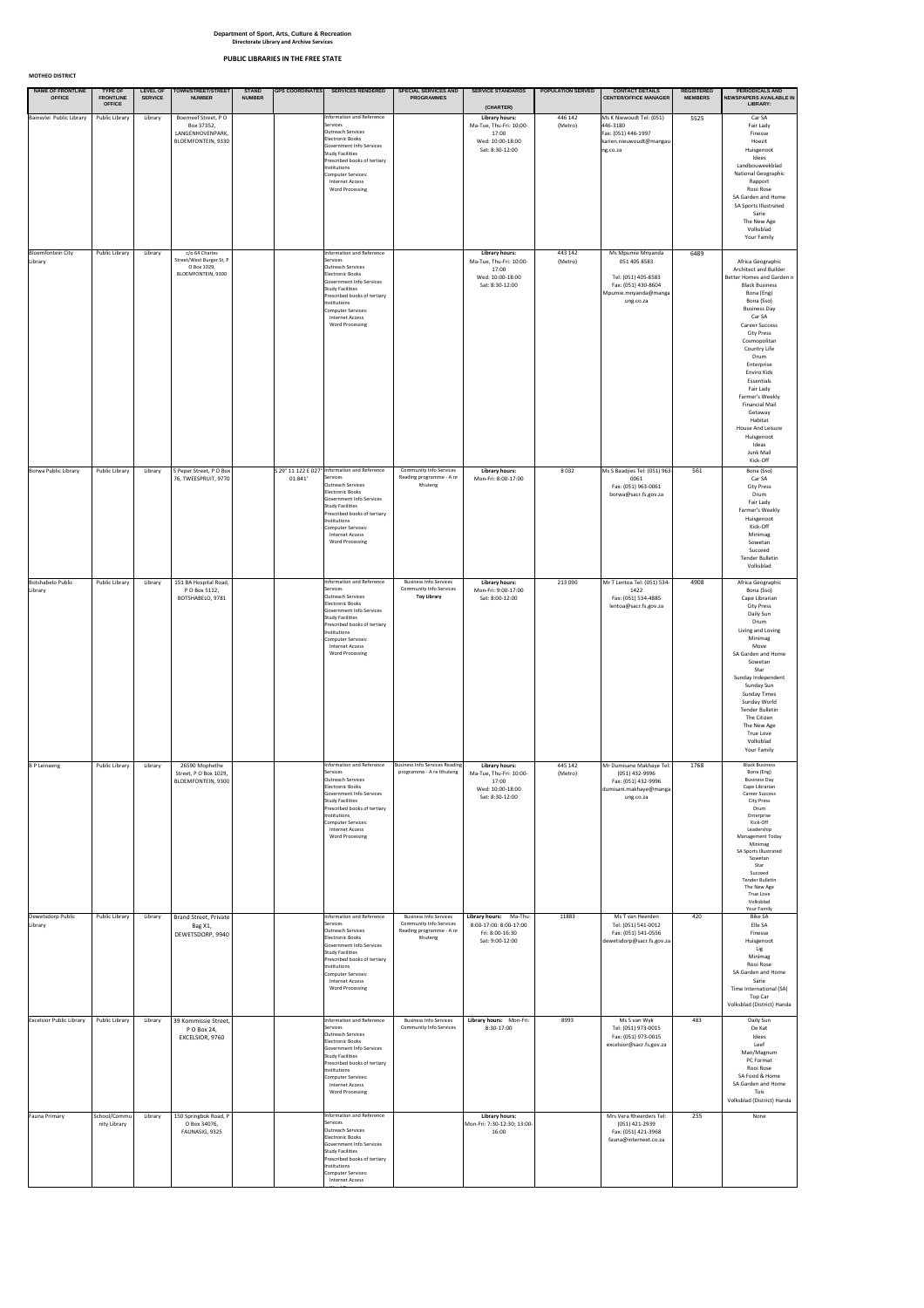**Department of Sport, Arts, Culture & Recreation**
**Directorate Library and Archive Services**

## PUBLIC LIBRARIES IN THE FREE STATE

**MOTHEO DISTRICT**

| NAME OF FRONTLINE OFFICE | TYPE OF FRONTLINE OFFICE | LEVEL OF SERVICE | TOWN/STREET/STREET NUMBER | STAND NUMBER | GPS COORDINATES | SERVICES RENDERED | SPECIAL SERVICES AND PROGRAMMES | SERVICE STANDARDS (CHARTER) | POPULATION SERVED | CONTACT DETAILS CENTER/OFFICE MANAGER | REGISTERED MEMBERS | PERIODICALS AND NEWSPAPERS AVAILABLE IN LIBRARY: |
|---|---|---|---|---|---|---|---|---|---|---|---|---|
| Bainsvlei Public Library | Public Library | Library | Boerneef Street, P O Box 37352, LANGENHOVENPARK, BLOEMFONTEIN, 9330 | | | Information and Reference Services<br>Outreach Services<br>Electronic Books<br>Government Info Services<br>Study Facilities<br>Prescribed books of tertiary Institutions<br>Computer Services:<br>Internet Access<br>Word Processing | | **Library hours:** Ma-Tue, Thu-Fri: 10:00-17:00<br>Wed: 10:00-18:00<br>Sat: 8:30-12:00 | 446 142 (Metro) | Ms K Niewoudt Tel: (051) 446-3180<br>Fax: (051) 446-1997<br>karien.nieuwoudt@mangaung.co.za | 5525 | Car SA<br>Fair Lady<br>Finesse<br>Hoezit<br>Huisgenoot<br>Idees<br>Landbouweekblad<br>National Geographic<br>Rapport<br>Rooi Rose<br>SA Garden and Home<br>SA Sports Illustrated<br>Sarie<br>The New Age<br>Volksblad<br>Your Family |
| Bloemfontein City Library | Public Library | Library | c/o 64 Charles Street/West Burger St, P O Box 1029, BLOEMFONTEIN, 9300 | | | Information and Reference Services<br>Outreach Services<br>Electronic Books<br>Government Info Services<br>Study Facilities<br>Prescribed books of tertiary Institutions<br>Computer Services:<br>Internet Access<br>Word Processing | | **Library hours:** Ma-Tue, Thu-Fri: 10:00-17:00<br>Wed: 10:00-18:00<br>Sat: 8:30-12:00 | 443 142 (Metro) | Ms Mpumie Mnyanda<br>051 405 8583<br>Tel: (051) 405-8583<br>Fax: (051) 430-8604<br>Mpumie.mnyanda@mangaung.co.za | 6489 | Africa Geographic<br>Architect and Builder<br>Better Homes and Garden n<br>Black Business<br>Bona (Eng)<br>Bona (Sso)<br>Business Day<br>Car SA<br>Career Success<br>City Press<br>Cosmopolitan<br>Country Life<br>Drum<br>Enterprise<br>Enviro Kids<br>Essentials<br>Fair Lady<br>Farmer's Weekly<br>Financial Mail<br>Getaway<br>Habitat<br>House And Leisure<br>Huisgenoot<br>Idees<br>Junk Mail<br>Kick-Off |
| Borwa Public Library | Public Library | Library | S Peper Street, P O Box 76, TWEESPRUIT, 9770 | | S 29° 11.122 E 027° 01.841' | Information and Reference Services<br>Outreach Services<br>Electronic Books<br>Government Info Services<br>Study Facilities<br>Prescribed books of tertiary Institutions<br>Computer Services:<br>Internet Access<br>Word Processing | Community Info Services<br>Reading programme - A re Ithuteng | **Library hours:** Mon-Fri: 8:00-17:00 | 8 032 | Ms S Baadjies Tel: (051) 963-0061<br>Fax: (051) 963-0061<br>borwa@sacr.fs.gov.za | 561 | Bona (Sso)<br>Car SA<br>City Press<br>Drum<br>Fair Lady<br>Farmer's Weekly<br>Huisgenoot<br>Kick-Off<br>Minimag<br>Sowetan<br>Succeed<br>Tender Bulletin<br>Volksblad |
| Botshabelo Public Library | Public Library | Library | 151 BA Hospital Road, P O Box 5112, BOTSHABELO, 9781 | | | Information and Reference Services<br>Outreach Services<br>Electronic Books<br>Government Info Services<br>Study Facilities<br>Prescribed books of tertiary Institutions<br>Computer Services:<br>Internet Access<br>Word Processing | Business Info Services<br>Community Info Services<br>**Toy Library** | **Library hours:** Mon-Fri: 9:00-17:00<br>Sat: 8:00-12:00 | 213 090 | Mr T Lentoa Tel: (051) 534-1422<br>Fax: (051) 534-4885<br>lentoa@sacr.fs.gov.za | 4908 | Africa Geographic<br>Bona (Sso)<br>Cape Librarian<br>City Press<br>Daily Sun<br>Drum<br>Living and Loving<br>Minimag<br>Move<br>SA Garden and Home<br>Sowetan<br>Star<br>Sunday Independent<br>Sunday Sun<br>Sunday Times<br>Sunday World<br>Tender Bulletin<br>The Citizen<br>The New Age<br>True Love<br>Volksblad<br>Your Family |
| B P Leinaeng | Public Library | Library | 26590 Mophethe Street, P O Box 1029, BLOEMFONTEIN, 9300 | | | Information and Reference Services<br>Outreach Services<br>Electronic Books<br>Government Info Services<br>Study Facilities<br>Prescribed books of tertiary Institutions<br>Computer Services:<br>Internet Access<br>Word Processing | Business Info Services Reading programme - A re Ithuteng | **Library hours:** Ma-Tue, Thu-Fri: 10:00-17:00<br>Wed: 10:00-18:00<br>Sat: 8:30-12:00 | 445 142 (Metro) | Mr Dumisane Makhaye Tel: (051) 432-9996<br>Fax: (051) 432-9996<br>dumisani.makhaye@mangaung.co.za | 1768 | Black Business<br>Bona (Eng)<br>Business Day<br>Cape Librarian<br>Career Success<br>City Press<br>Drum<br>Enterprise<br>Kick-Off<br>Leadership<br>Management Today<br>Minimag<br>SA Sports Illustrated<br>Sowetan<br>Star<br>Succeed<br>Tender Bulletin<br>The New Age<br>True Love<br>Volksblad<br>Your Family |
| Dewetsdorp Public Library | Public Library | Library | Brand Street, Private Bag X1, DEWETSDORP, 9940 | | | Information and Reference Services<br>Outreach Services<br>Electronic Books<br>Government Info Services<br>Study Facilities<br>Prescribed books of tertiary Institutions<br>Computer Services:<br>Internet Access<br>Word Processing | Business Info Services<br>Community Info Services<br>Reading programme - A re Ithuteng | **Library hours:** Ma-Thu: 8:00-17:00; 8:00-17:00<br>Fri: 8:00-16:30<br>Sat: 9:00-12:00 | 11883 | Ms T van Heerden<br>Tel: (051) 541-0012<br>Fax: (051) 541-0556<br>dewetsdorp@sacr.fs.gov.za | 420 | Bike SA<br>Elle SA<br>Finesse<br>Huisgenoot<br>Lig<br>Minimag<br>Rooi Rose<br>SA Garden and Home<br>Sarie<br>Time International (SA)<br>Top Car<br>Volksblad (District) Handa |
| Excelsior Public Library | Public Library | Library | 39 Kommissie Street, P O Box 24, EXCELSIOR, 9760 | | | Information and Reference Services<br>Outreach Services<br>Electronic Books<br>Government Info Services<br>Study Facilities<br>Prescribed books of tertiary Institutions<br>Computer Services:<br>Internet Access<br>Word Processing | Business Info Services<br>Community Info Services | **Library hours:** Mon-Fri: 8:30-17:00 | 8993 | Ms S van Wyk<br>Tel: (051) 973-0015<br>Fax: (051) 973-0015<br>excelsior@sacr.fs.gov.za | 481 | Daily Sun<br>De Kat<br>Idees<br>Leef<br>Man/Magnum<br>PC Format<br>Rooi Rose<br>SA Food & Home<br>SA Garden and Home<br>Tuis<br>Volksblad (District) Handa |
| Fauna Primary | School/Community Library | Library | 150 Springbok Road, P O Box 34076, FAUNASIG, 9325 | | | Information and Reference Services<br>Outreach Services<br>Electronic Books<br>Government Info Services<br>Study Facilities<br>Prescribed books of tertiary Institutions<br>Computer Services:<br>Internet Access | | **Library hours:** Mon-Fri: 7:30-12:30; 13:00-16:00 | | Mrs Vera Rheenders Tel: (051) 421-2939<br>Fax: (051) 421-3968<br>fauna@internext.co.za | 255 | None |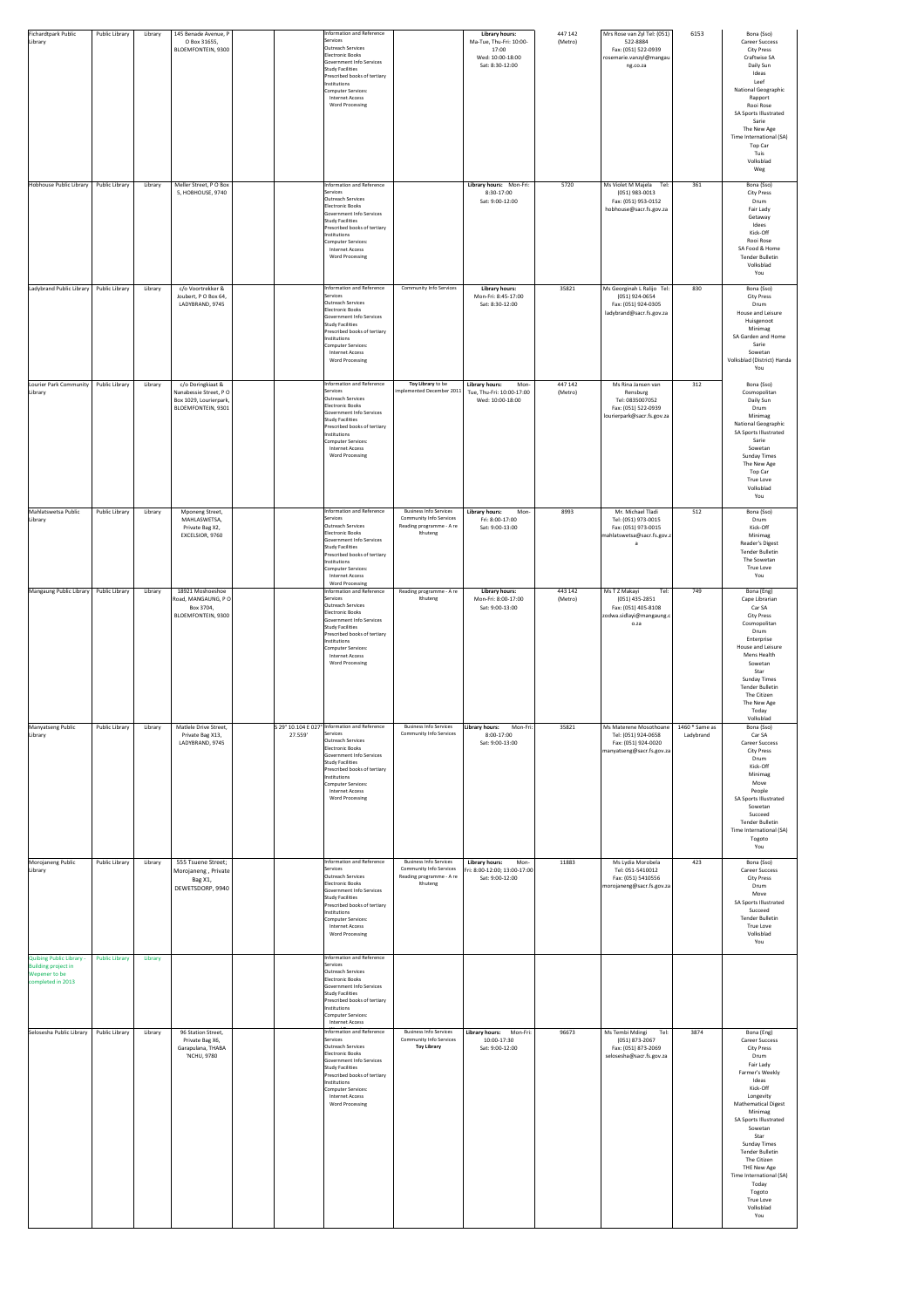| Fichardtpark Public Library | Public Library | Library | 145 Benade Avenue, P O Box 31655, BLOEMFONTEIN, 9300 | | | Information and Reference Services<br>Outreach Services<br>Electronic Books<br>Government Info Services<br>Study Facilities<br>Prescribed books of tertiary Institutions<br>Computer Services:<br>Internet Access<br>Word Processing | | **Library hours:** Ma-Tue, Thu-Fri: 10:00-17:00<br>Wed: 10:00-18:00<br>Sat: 8:30-12:00 | 447 142 (Metro) | Mrs Rose van Zyl Tel: (051) 522-8884<br>Fax: (051) 522-0939<br>rosemarie.vanzyl@mangaung.co.za | 6153 | Bona (Sso)<br>Career Success<br>City Press<br>Craftwise SA<br>Daily Sun<br>Ideas<br>Leef<br>National Geographic<br>Rapport<br>Rooi Rose<br>SA Sports Illustrated<br>Sarie<br>The New Age<br>Time International (SA)<br>Top Car<br>Tuis<br>Volksblad<br>Weg |
|---|---|---|---|---|---|---|---|---|---|---|---|---|
| Hobhouse Public Library | Public Library | Library | Meller Street, P O Box 5, HOBHOUSE, 9740 | | | Information and Reference Services<br>Outreach Services<br>Electronic Books<br>Government Info Services<br>Study Facilities<br>Prescribed books of tertiary Institutions<br>Computer Services:<br>Internet Access<br>Word Processing | | **Library hours:** Mon-Fri: 8:30-17:00<br>Sat: 9:00-12:00 | 5720 | Ms Violet M Majela Tel: (051) 983-0013<br>Fax: (051) 953-0152<br>hobhouse@sacr.fs.gov.za | 361 | Bona (Sso)<br>City Press<br>Drum<br>Fair Lady<br>Getaway<br>Idees<br>Kick-Off<br>Rooi Rose<br>SA Food & Home<br>Tender Bulletin<br>Volksblad<br>You |
| Ladybrand Public Library | Public Library | Library | c/o Voortrekker & Joubert, P O Box 64, LADYBRAND, 9745 | | | Information and Reference Services<br>Outreach Services<br>Electronic Books<br>Government Info Services<br>Study Facilities<br>Prescribed books of tertiary Institutions<br>Computer Services:<br>Internet Access<br>Word Processing | Community Info Services | **Library hours:** Mon-Fri: 8:45-17:00<br>Sat: 8:30-12:00 | 35821 | Ms Georginah L Ralijo Tel: (051) 924-0654<br>Fax: (051) 924-0305<br>ladybrand@sacr.fs.gov.za | 830 | Bona (Sso)<br>City Press<br>Drum<br>House and Leisure<br>Huisgenoot<br>Minimag<br>SA Garden and Home<br>Sarie<br>Sowetan<br>Volksblad (District) Handa<br>You |
| Lourier Park Community Library | Public Library | Library | c/o Doringkiaat & Nanabessie Street, P O Box 1029, Lourierpark, BLOEMFONTEIN, 9301 | | | Information and Reference Services<br>Outreach Services<br>Electronic Books<br>Government Info Services<br>Study Facilities<br>Prescribed books of tertiary Institutions<br>Computer Services:<br>Internet Access<br>Word Processing | **Toy Library** to be implemented December 2011 | **Library hours:** Mon-Tue, Thu-Fri: 10:00-17:00<br>Wed: 10:00-18:00 | 447 142 (Metro) | Ms Rina Jansen van Rensburg<br>Tel: 0835007052<br>Fax: (051) 522-0939<br>lourierpark@sacr.fs.gov.za | 312 | Bona (Sso)<br>Cosmopolitan<br>Daily Sun<br>Drum<br>Minimag<br>National Geographic<br>SA Sports Illustrated<br>Sarie<br>Sowetan<br>Sunday Times<br>The New Age<br>Top Car<br>True Love<br>Volksblad<br>You |
| Mahlatswetsa Public Library | Public Library | Library | Mponeng Street, MAHLASWETSA, Private Bag X2, EXCELSIOR, 9760 | | | Information and Reference Services<br>Outreach Services<br>Electronic Books<br>Government Info Services<br>Study Facilities<br>Prescribed books of tertiary Institutions<br>Computer Services:<br>Internet Access<br>Word Processing | Business Info Services<br>Community Info Services<br>Reading programme - A re Ithuteng | **Library hours:** Mon-Fri: 8:00-17:00<br>Sat: 9:00-13:00 | 8993 | Mr. Michael Tladi<br>Tel: (051) 973-0015<br>Fax: (051) 973-0015<br>mahlatswetsa@sacr.fs.gov.za | 512 | Bona (Sso)<br>Drum<br>Kick-Off<br>Minimag<br>Reader's Digest<br>Tender Bulletin<br>The Sowetan<br>True Love<br>You |
| Mangaung Public Library | Public Library | Library | 18921 Moshoeshoe Road, MANGAUNG, P O Box 3704, BLOEMFONTEIN, 9300 | | | Information and Reference Services<br>Outreach Services<br>Electronic Books<br>Government Info Services<br>Study Facilities<br>Prescribed books of tertiary Institutions<br>Computer Services:<br>Internet Access<br>Word Processing | Reading programme - A re Ithuteng | **Library hours:** Mon-Fri: 8:00-17:00<br>Sat: 9:00-13:00 | 443 142 (Metro) | Ms T Z Makayi Tel: (051) 435-2851<br>Fax: (051) 405-8108<br>zodwa.sidlayi@mangaung.co.za | 749 | Bona (Eng)<br>Cape Librarian<br>Car SA<br>City Press<br>Cosmopolitan<br>Drum<br>Enterprise<br>House and Leisure<br>Mens Health<br>Sowetan<br>Star<br>Sunday Times<br>Tender Bulletin<br>The Citizen<br>The New Age<br>Today<br>Volksblad |
| Manyatseng Public Library | Public Library | Library | Matlele Drive Street, Private Bag X13, LADYBRAND, 9745 | | S 29° 10.104 E 027° 27.559' | Information and Reference Services<br>Outreach Services<br>Electronic Books<br>Government Info Services<br>Study Facilities<br>Prescribed books of tertiary Institutions<br>Computer Services:<br>Internet Access<br>Word Processing | Business Info Services<br>Community Info Services | **Library hours:** Mon-Fri: 8:00-17:00<br>Sat: 9:00-13:00 | 35821 | Ms Materene Mosothoane<br>Tel: (051) 924-0658<br>Fax: (051) 924-0020<br>manyatseng@sacr.fs.gov.za | 1460 * Same as Ladybrand | Bona (Sso)<br>Car SA<br>Career Success<br>City Press<br>Drum<br>Kick-Off<br>Minimag<br>Move<br>People<br>SA Sports Illustrated<br>Sowetan<br>Succeed<br>Tender Bulletin<br>Time International (SA)<br>Togoto<br>You |
| Morojaneng Public Library | Public Library | Library | 555 Tsuene Street; Morojaneng , Private Bag X1, DEWETSDORP, 9940 | | | Information and Reference Services<br>Outreach Services<br>Electronic Books<br>Government Info Services<br>Study Facilities<br>Prescribed books of tertiary Institutions<br>Computer Services:<br>Internet Access<br>Word Processing | Business Info Services<br>Community Info Services<br>Reading programme - A re Ithuteng | **Library hours:** Mon-Fri: 8:00-12:00; 13:00-17:00<br>Sat: 9:00-12:00 | 11883 | Ms Lydia Morobela<br>Tel: 051-5410012<br>Fax: (051) 5410556<br>morojaneng@sacr.fs.gov.za | 423 | Bona (Sso)<br>Career Success<br>City Press<br>Drum<br>Move<br>SA Sports Illustrated<br>Succeed<br>Tender Bulletin<br>True Love<br>Volksblad<br>You |
| Qalbing Public Library - Building project in Wepener to be completed in 2013 | Public Library | Library | | | | Information and Reference Services<br>Outreach Services<br>Electronic Books<br>Government Info Services<br>Study Facilities<br>Prescribed books of tertiary Institutions<br>Computer Services:<br>Internet Access | | | | | | |
| Selosesha Public Library | Public Library | Library | 96 Station Street, Private Bag X6, Garapulana, THABA 'NCHU, 9780 | | | Information and Reference Services<br>Outreach Services<br>Electronic Books<br>Government Info Services<br>Study Facilities<br>Prescribed books of tertiary Institutions<br>Computer Services:<br>Internet Access<br>Word Processing | Business Info Services<br>Community Info Services<br>**Toy Library** | **Library hours:** Mon-Fri: 10:00-17:30<br>Sat: 9:00-12:00 | 96673 | Ms Tembi Mdingi Tel: (051) 873-2067<br>Fax: (051) 873-2069<br>selosesha@sacr.fs.gov.za | 3874 | Bona (Eng)<br>Career Success<br>City Press<br>Drum<br>Fair Lady<br>Farmer's Weekly<br>Ideas<br>Kick-Off<br>Longevity<br>Mathematical Digest<br>Minimag<br>SA Sports Illustrated<br>Sowetan<br>Star<br>Sunday Times<br>Tender Bulletin<br>The Citizen<br>THE New Age<br>Time International (SA)<br>Today<br>Togoto<br>True Love<br>Volksblad<br>You |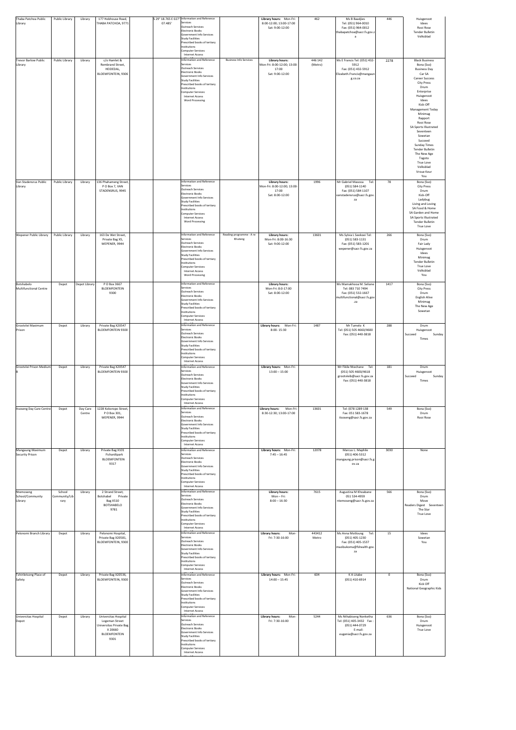| Thaba Patchoa Public Library | Public Library | Library | 177 Hobhouse Road, THABA PATCHOA, 9771 | S 29° 18.765 E 027° 07.485' | Information and Reference Services Outreach Services Electronic Books Government Info Services Study Facilities Prescribed books of tertiary Institutions Computer Services: Internet Access | | **Library hours:** Mon-Fri: 8:00-12:00; 13:00-17:00 Sat: 9:00-12:00 | 462 | Ms B Baadjies Tel: (051) 964-0010 Fax: (051) 964-0012 thabapatchoa@sacr.fs.gov.za | 446 | Huisgenoot Idees Rooi Rose Tender Bulletin Volksblad |
|---|---|---|---|---|---|---|---|---|---|---|---|
| Trevor Barlow Public Library | Public Library | Library | c/o Hamlet & Rembrand Street, HEIDEDAL, BLOEMFONTEIN, 9306 | | Information and Reference Services Outreach Services Electronic Books Government Info Services Study Facilities Prescribed books of tertiary Institutions Computer Services: Internet Access Word Processing | Business Info Services | **Library hours:** Mon-Fri: 8:00-12:00; 13:00-17:00 Sat: 9:00-12:00 | 446 142 (Metro) | Ms E Francis Tel: (051) 432-5912 Fax: (051) 432-5912 Elizabeth.Francis@mangaung.co.za | 2278 | Black Business Bona (Sso) Business Day Car SA Career Success City Press Drum Enterprise Huisgenoot Idees Kick-Off Management Today Minimag Rapport Rooi Rose SA Sports Illustrated Seventeen Sowetan Succeed Sunday Times Tender Bulletin The New Age Togoto True Love Volksblad Vroue Keur You |
| Van Stadensrus Public Library | Public Library | Library | 136 Phahameng Street, P O Box 7, VAN STADENSRUS, 9945 | | Information and Reference Services Outreach Services Electronic Books Government Info Services Study Facilities Prescribed books of tertiary Institutions Computer Services: Internet Access Word Processing | | **Library hours:** Mon-Fri: 8:00-12:00; 13:00-17:00 Sat: 8:00-12:00 | 1996 | Mr Gabriel Masooa Tel: (051) 584-1140 Fax: (051) 584 1107 vanstadensrus@sacr.fs.gov.za | 78 | Bona (Sso) City Press Drum Kick-Off Ladybug Living and Loving SA Food & Home SA Garden and Home SA Sports Illustrated Tender Bulletin True Love |
| Wepener Public Library | Public Library | Library | 163 De Wet Street, Private Bag X5, WEPENER, 9944 | | Information and Reference Services Outreach Services Electronic Books Government Info Services Study Facilities Prescribed books of tertiary Institutions Computer Services: Internet Access Word Processing | Reading programme - A re ithuteng | **Library hours:** Mon-Fri: 8:00-16:30 Sat: 9:00-12:00 | 13601 | Ms Sylvia L Seekoei Tel: (051) 583-1131 Fax: (051) 583-1201 wepener@sacr.fs.gov.za | 266 | Bona (Sso) Drum Fair Lady Huisgenoot Idees Minimag Tender Bulletin True Love Volksblad You |
| Botshabelo Multifunctional Centre | Depot | Depot Library | P O Box 3667 BLOEMFONTEIN 9300 | | Information and Reference Services Outreach Services Electronic Books Government Info Services Study Facilities Prescribed books of tertiary Institutions Computer Services: Internet Access | | **Library hours:** Mon-Fri: 8:00-17:00 Sat: 8:00-12:00 | | Ms Mamakhooa M. Seliane Tel: 083 710 7494 Fax: (051) 532-1667 multifunctional@sacr.fs.gov.za | 1417 | Bona (Sso) City Press Drum English Alive Minimag The New Age Sowetan |
| Grootvlei Maximum Prison | Depot | Library | Private Bag X20547 BLOEMFONTEIN 9300 | | Information and Reference Services Outreach Services Electronic Books Government Info Services Study Facilities Prescribed books of tertiary Institutions Computer Services: Internet Access | | **Library hours:** Mon-Fri: 8:00- 15:30 | 1487 | Mr Tumelo K Tel: (051) 505 4660/4600 Fax: (051) 440-3818 | 288 | Drum Huisgenoot Succeed Sunday Times |
| Grootvlei Prison Medium B | Depot | Library | Private Bag X20547 BLOEMFONTEIN 9300 | | Information and Reference Services Outreach Services Electronic Books Government Info Services Study Facilities Prescribed books of tertiary Institutions Computer Services: Internet Access | | **Library hours:** Mon-Fri: 13:00 – 15:00 | | Mr Fikile Ntechane Tel: (051) 505 4600/4618 grootvleib@sacr.fs.gov.za Fax: (051) 440-3818 | 181 | Drum Huisgenoot Succeed Sunday Times |
| Itsoseng Day Care Centre | Depot | Day Care Centre | 1228 Kokoropo Street, P O Box 301, WEPENER, 9944 | | Information and Reference Services Outreach Services Electronic Books Government Info Services Study Facilities Prescribed books of tertiary Institutions Computer Services: Internet Access | | **Library hours:** Mon-Fri: 8:30-12:30; 13:00-17:00 | 13601 | Tel: (078 1289 138 Fax: 051 583-1678 itsoseng@sacr.fs.gov.za | 549 | Bona (Sso) Drum Rooi Rose |
| Mangaung Maximum Security Prison | Depot | Library | Private Bag X101 Fichardtpark BLOEMFONTEIN 9317 | | Information and Reference Services Outreach Services Electronic Books Government Info Services Study Facilities Prescribed books of tertiary Institutions Computer Services: Internet Access | | **Library hours:** Mon-Fri: 7:45 – 16:45 | 12078 | Marcus L. Maphile (051) 406-5312 mangaung.prison@sacr.fs.gov.za | 3030 | None |
| Ntemoseng School/Community Library | School Community/Library | Library | 2 Strand Street; Botshabel Private Bag X510 BOTSHABELO 9781 | | Information and Reference Services Outreach Services Electronic Books Government Info Services Study Facilities Prescribed books of tertiary Institutions Computer Services: Internet Access | | **Library hours:** Mon – Fri: 8:00 – 16:30 | 7615 | Augustina M Khoabane 051 534-4959 ntemoseng@sacr.fs.gov.za | 566 | Bona (Sso) Drum Move Readers Digest Seventeen The Star True Love |
| Pelonomi Branch Library | Depot | Library | Pelonomi Hospital, Private Bag X20581, BLOEMFONTEIN, 9300 | | Information and Reference Services Outreach Services Electronic Books Government Info Services Study Facilities Prescribed books of tertiary Institutions Computer Services: Internet Access | | **Library hours:** Mon-Fri: 7:30-16:00 | 443412 Metro | Ms Anna Motloung Tel: (051) 405-1230 Fax: (051) 405-1537 mazibukoma@fshealth.gov.za | 15 | Idees Sowetan You |
| Tshireletsong Place of Safety | Depot | Library | Private Bag X20536, BLOEMFONTEIN, 9300 | | Information and Reference Services Outreach Services Electronic Books Government Info Services Study Facilities Prescribed books of tertiary Institutions Computer Services: Internet Access | | **Library hours:** Mon-Fri: 14:00 – 15:45 | 604 | K A Litabe (051) 410-6914 | 0 | Bona (Sso) Drum Kick Off National Geographic Kids |
| Universitas Hospital Depot | Depot | Library | Universitas Hospital Logeman Street Universitas Private Bag X 20660 BLOEMFONTEIN 9301 | | Information and Reference Services Outreach Services Electronic Books Government Info Services Study Facilities Prescribed books of tertiary Institutions Computer Services: Internet Access | | **Library hours:** Mon-Fri: 7:30-16:00 | 5244 | Ms Nthabiseng Nonketha Tel: (051) 405-3432 Fax : (051) 444-0729 E-mail: eugenia@sacr.fs.gov.za | 636 | Bona (Sso) Drum Huisgenoot True Love |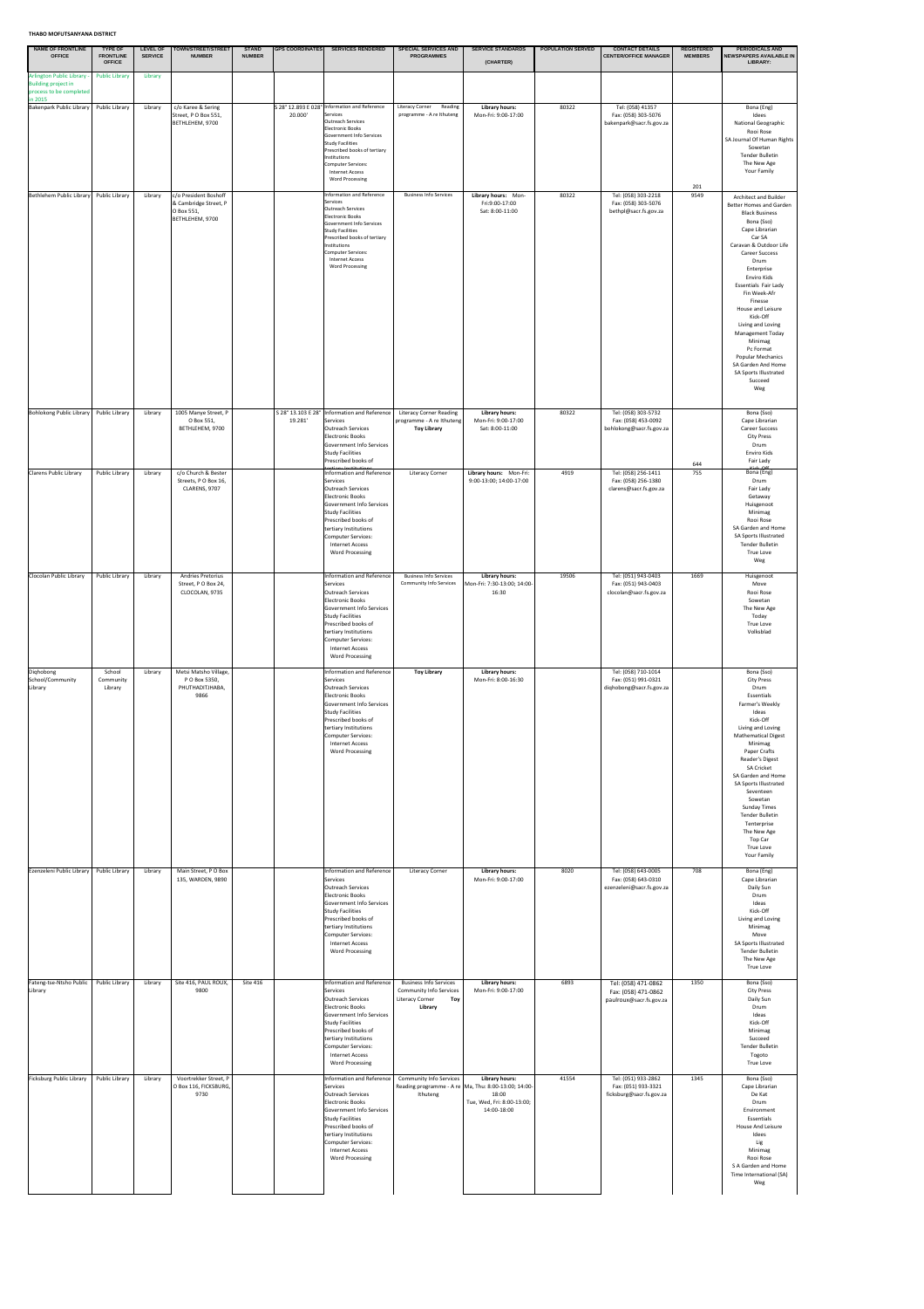**THABO MOFUTSANYANA DISTRICT**

| NAME OF FRONTLINE OFFICE | TYPE OF FRONTLINE OFFICE | LEVEL OF SERVICE | TOWN/STREET/STREET NUMBER | STAND NUMBER | GPS COORDINATES | SERVICES RENDERED | SPECIAL SERVICES AND PROGRAMMES | SERVICE STANDARDS (CHARTER) | POPULATION SERVED | CONTACT DETAILS CENTER/OFFICE MANAGER | REGISTERED MEMBERS | PERIODICALS AND NEWSPAPERS AVAILABLE IN LIBRARY: |
|---|---|---|---|---|---|---|---|---|---|---|---|---|
| Arlington Public Library - Building project in process to be completed in 2015 | Public Library | Library | | | | | | | | | | |
| Bakenpark Public Library | Public Library | Library | c/o Karee & Sering Street, P O Box 551, BETHLEHEM, 9700 | | S 28° 12.893 E 028° 20.000' | Information and Reference Services<br>Outreach Services<br>Electronic Books<br>Government Info Services<br>Study Facilities<br>Prescribed books of tertiary Institutions<br>Computer Services:<br>Internet Access<br>Word Processing | Literacy Corner Reading programme - A re Ithuteng | **Library hours:** Mon-Fri: 9:00-17:00 | 80322 | Tel: (058) 41357<br>Fax: (058) 303-5076<br>bakenpark@sacr.fs.gov.za | 201 | Bona (Eng)<br>Idees<br>National Geographic<br>Rooi Rose<br>SA Journal Of Human Rights<br>Sowetan<br>Tender Bulletin<br>The New Age<br>Your Family |
| Bethlehem Public Library | Public Library | Library | c/o President Boshoff & Cambridge Street, P O Box 551, BETHLEHEM, 9700 | | | Information and Reference Services<br>Outreach Services<br>Electronic Books<br>Government Info Services<br>Study Facilities<br>Prescribed books of tertiary Institutions<br>Computer Services:<br>Internet Access<br>Word Processing | Business Info Services | **Library hours:** Mon-Fri:9-00-17:00<br>Sat: 8:00-11:00 | 80322 | Tel: (058) 303-2218<br>Fax: (058) 303-5076<br>bethpl@sacr.fs.gov.za | 9549 | Architect and Builder<br>Better Homes and Garden<br>Black Business<br>Bona (Sso)<br>Cape Librarian<br>Car SA<br>Caravan & Outdoor Life<br>Career Success<br>Drum<br>Enterprise<br>Enviro Kids<br>Essentials Fair Lady<br>Fin Week-Afr<br>Finesse<br>House and Leisure<br>Kick-Off<br>Living and Loving<br>Management Today<br>Minimag<br>Pc Format<br>Popular Mechanics<br>SA Garden And Home<br>SA Sports Illustrated<br>Succeed<br>Weg |
| Bohlokong Public Library | Public Library | Library | 1005 Manye Street, P O Box 551, BETHLEHEM, 9700 | | S 28° 13.103 E 28° 19.281' | Information and Reference Services<br>Outreach Services<br>Electronic Books<br>Government Info Services<br>Study Facilities<br>Prescribed books of tertiary Institutions | Literacy Corner Reading programme - A re Ithuteng<br>**Toy Library** | **Library hours:** Mon-Fri: 9:00-17:00<br>Sat: 8:00-11:00 | 80322 | Tel: (058) 303-5732<br>Fax: (058) 453-0092<br>bohlokong@sacr.fs.gov.za | 644 | Bona (Sso)<br>Cape Librarian<br>Career Success<br>City Press<br>Drum<br>Enviro Kids<br>Fair Lady<br>Kick-Off |
| Clarens Public Library | Public Library | Library | c/o Church & Bester Streets, P O Box 16, CLARENS, 9707 | | | Information and Reference Services<br>Outreach Services<br>Electronic Books<br>Government Info Services<br>Study Facilities<br>Prescribed books of tertiary Institutions<br>Computer Services:<br>Internet Access<br>Word Processing | Literacy Corner | **Library hours:** Mon-Fri: 9:00-13:00; 14:00-17:00 | 4919 | Tel: (058) 256-1411<br>Fax: (058) 256-1380<br>clarens@sacr.fs.gov.za | 755 | Bona (Eng)<br>Drum<br>Fair Lady<br>Getaway<br>Huisgenoot<br>Minimag<br>Rooi Rose<br>SA Garden and Home<br>SA Sports Illustrated<br>Tender Bulletin<br>True Love<br>Weg |
| Clocolan Public Library | Public Library | Library | Andries Pretorius Street, P O Box 24, CLOCOLAN, 9735 | | | Information and Reference Services<br>Outreach Services<br>Electronic Books<br>Government Info Services<br>Study Facilities<br>Prescribed books of tertiary Institutions<br>Computer Services:<br>Internet Access<br>Word Processing | Business Info Services<br>Community Info Services | **Library hours:** Mon-Fri: 7:30-13:00; 14:00-16:30 | 19506 | Tel: (051) 943-0403<br>Fax: (051) 943-0403<br>clocolan@sacr.fs.gov.za | 1669 | Huisgenoot<br>Move<br>Rooi Rose<br>Sowetan<br>The New Age<br>Today<br>True Love<br>Volksblad |
| Diqhobong School/Community Library | School Community Library | Library | Metsi Matsho Village, P O Box 5350, PHUTHADITJHABA, 9866 | | | Information and Reference Services<br>Outreach Services<br>Electronic Books<br>Government Info Services<br>Study Facilities<br>Prescribed books of tertiary Institutions<br>Computer Services:<br>Internet Access<br>Word Processing | **Toy Library** | **Library hours:** Mon-Fri: 8:00-16:30 | | Tel: (058) 710-1014<br>Fax: (058) 991-0321<br>diqhobong@sacr.fs.gov.za | | Bona (Sso)<br>City Press<br>Drum<br>Essentials<br>Farmer's Weekly<br>Ideas<br>Kick-Off<br>Living and Loving<br>Mathematical Digest<br>Minimag<br>Paper Crafts<br>Reader's Digest<br>SA Cricket<br>SA Garden and Home<br>SA Sports Illustrated<br>Seventeen<br>Sowetan<br>Sunday Times<br>Tender Bulletin<br>Tenterprise<br>The New Age<br>Top Car<br>True Love<br>Your Family |
| Ezenzeleni Public Library | Public Library | Library | Main Street, P O Box 135, WARDEN, 9890 | | | Information and Reference Services<br>Outreach Services<br>Electronic Books<br>Government Info Services<br>Study Facilities<br>Prescribed books of tertiary Institutions<br>Computer Services:<br>Internet Access<br>Word Processing | Literacy Corner | **Library hours:** Mon-Fri: 9:00-17:00 | 8020 | Tel: (058) 643-0005<br>Fax: (058) 643-0310<br>ezenzeleni@sacr.fs.gov.za | 708 | Bona (Eng)<br>Cape Librarian<br>Daily Sun<br>Drum<br>Ideas<br>Kick-Off<br>Living and Loving<br>Minimag<br>Move<br>SA Sports Illustrated<br>Tender Bulletin<br>The New Age<br>True Love |
| Fateng-tse-Ntsho Public Library | Public Library | Library | Site 416, PAUL ROUX, 9800 | Site 416 | | Information and Reference Services<br>Outreach Services<br>Electronic Books<br>Government Info Services<br>Study Facilities<br>Prescribed books of tertiary Institutions<br>Computer Services:<br>Internet Access<br>Word Processing | Business Info Services<br>Community Info Services<br>Literacy Corner **Toy Library** | **Library hours:** Mon-Fri: 9:00-17:00 | 6893 | Tel: (058) 471-0862<br>Fax: (058) 471-0862<br>paulroux@sacr.fs.gov.za | 1350 | Bona (Sso)<br>City Press<br>Daily Sun<br>Drum<br>Ideas<br>Kick-Off<br>Minimag<br>Succeed<br>Tender Bulletin<br>Togoto<br>True Love |
| Ficksburg Public Library | Public Library | Library | Voortrekker Street, P O Box 116, FICKSBURG, 9730 | | | Information and Reference Services<br>Outreach Services<br>Electronic Books<br>Government Info Services<br>Study Facilities<br>Prescribed books of tertiary Institutions<br>Computer Services:<br>Internet Access<br>Word Processing | Community Info Services<br>Reading programme - A re Ithuteng | **Library hours:** Ma, Thu: 8:00-13:00; 14:00-18:00<br>Tue, Wed, Fri: 8:00-13:00; 14:00-18:00 | 41554 | Tel: (051) 933-2862<br>Fax: (051) 933-3321<br>ficksburg@sacr.fs.gov.za | 1345 | Bona (Sso)<br>Cape Librarian<br>De Kat<br>Drum<br>Environment<br>Essentials<br>House And Leisure<br>Idees<br>Lig<br>Minimag<br>Rooi Rose<br>S A Garden and Home<br>Time International (SA)<br>Weg |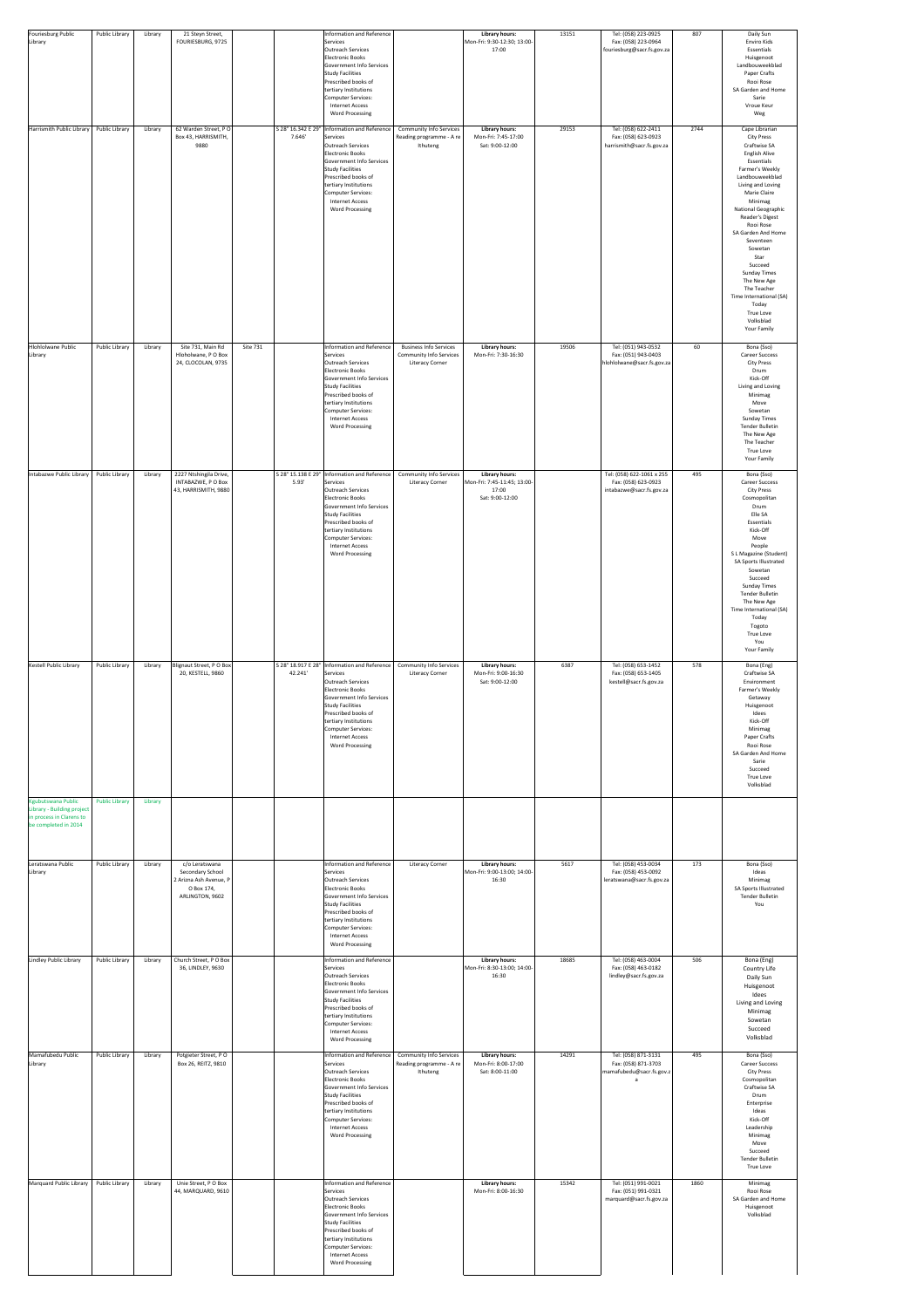| Fouriesburg Public Library | Public Library | Library | 21 Steyn Street, FOURIESBURG, 9725 | | | Information and Reference Services<br>Outreach Services<br>Electronic Books<br>Government Info Services<br>Study Facilities<br>Prescribed books of tertiary Institutions<br>Computer Services:<br>Internet Access<br>Word Processing | | **Library hours:**<br>Mon-Fri: 9:30-12:30; 13:00-17:00 | 13151 | Tel: (058) 223-0925<br>Fax: (058) 223-0964<br>fouriesburg@sacr.fs.gov.za | 807 | Daily Sun<br>Enviro Kids<br>Essentials<br>Huisgenoot<br>Landbouweekblad<br>Paper Crafts<br>Rooi Rose<br>SA Garden and Home<br>Sarie<br>Vroue Keur<br>Weg |
|---|---|---|---|---|---|---|---|---|---|---|---|---|
| Harrismith Public Library | Public Library | Library | 62 Warden Street, P O Box 43, HARRISMITH, 9880 | | S 28° 16.342 E 29° 7.646' | Information and Reference Services<br>Outreach Services<br>Electronic Books<br>Government Info Services<br>Study Facilities<br>Prescribed books of tertiary Institutions<br>Computer Services:<br>Internet Access<br>Word Processing | Community Info Services<br>Reading programme - A re Ithuteng | **Library hours:**<br>Mon-Fri: 7:45-17:00<br>Sat: 9:00-12:00 | 29153 | Tel: (058) 622-2411<br>Fax: (058) 623-0923<br>harrismith@sacr.fs.gov.za | 2744 | Cape Librarian<br>City Press<br>Craftwise SA<br>English Alive<br>Essentials<br>Farmer's Weekly<br>Landbouweekblad<br>Living and Loving<br>Marie Claire<br>Minimag<br>National Geographic<br>Reader's Digest<br>Rooi Rose<br>SA Garden And Home<br>Seventeen<br>Sowetan<br>Star<br>Succeed<br>Sunday Times<br>The New Age<br>The Teacher<br>Time International (SA)<br>Today<br>True Love<br>Volksblad<br>Your Family |
| Hlohlolwane Public Library | Public Library | Library | Site 731, Main Rd Hlohlolwane, P O Box 24, CLOCOLAN, 9735 | Site 731 | | Information and Reference Services<br>Outreach Services<br>Electronic Books<br>Government Info Services<br>Study Facilities<br>Prescribed books of tertiary Institutions<br>Computer Services:<br>Internet Access<br>Word Processing | Business Info Services<br>Community Info Services<br>Literacy Corner | **Library hours:**<br>Mon-Fri: 7:30-16:30 | 19506 | Tel: (051) 943-0532<br>Fax: (051) 943-0403<br>hlohlolwane@sacr.fs.gov.za | 60 | Bona (Sso)<br>Career Success<br>City Press<br>Drum<br>Kick-Off<br>Living and Loving<br>Minimag<br>Move<br>Sowetan<br>Sunday Times<br>Tender Bulletin<br>The New Age<br>The Teacher<br>True Love<br>Your Family |
| Intabazwe Public Library | Public Library | Library | 2227 Ntshingila Drive, INTABAZWE, P O Box 43, HARRISMITH, 9880 | | S 28° 15.138 E 29° 5.93' | Information and Reference Services<br>Outreach Services<br>Electronic Books<br>Government Info Services<br>Study Facilities<br>Prescribed books of tertiary Institutions<br>Computer Services:<br>Internet Access<br>Word Processing | Community Info Services<br>Literacy Corner | **Library hours:**<br>Mon-Fri: 7:45-11:45; 13:00-17:00<br>Sat: 9:00-12:00 | | Tel: (058) 622-1061 x 255<br>Fax: (058) 623-0923<br>intabazwe@sacr.fs.gov.za | 495 | Bona (Sso)<br>Career Success<br>City Press<br>Cosmopolitan<br>Drum<br>Elle SA<br>Essentials<br>Kick-Off<br>Move<br>People<br>S L Magazine (Student)<br>SA Sports Illustrated<br>Sowetan<br>Succeed<br>Sunday Times<br>Tender Bulletin<br>The New Age<br>Time International (SA)<br>Today<br>Togoto<br>True Love<br>You<br>Your Family |
| Kestell Public Library | Public Library | Library | Blignaut Street, P O Box 20, KESTELL, 9860 | | S 28° 18.917 E 28° 42.241' | Information and Reference Services<br>Outreach Services<br>Electronic Books<br>Government Info Services<br>Study Facilities<br>Prescribed books of tertiary Institutions<br>Computer Services:<br>Internet Access<br>Word Processing | Community Info Services<br>Literacy Corner | **Library hours:**<br>Mon-Fri: 9:00-16:30<br>Sat: 9:00-12:00 | 6387 | Tel: (058) 653-1452<br>Fax: (058) 653-1405<br>kestell@sacr.fs.gov.za | 578 | Bona (Eng)<br>Craftwise SA<br>Environment<br>Farmer's Weekly<br>Getaway<br>Huisgenoot<br>Idees<br>Kick-Off<br>Minimag<br>Paper Crafts<br>Rooi Rose<br>SA Garden And Home<br>Sarie<br>Succeed<br>True Love<br>Volksblad |
| Kgubetswana Public Library - Building project in process in Clarens to be completed in 2014 | Public Library | Library | | | | | | | | | | |
| Leratswana Public Library | Public Library | Library | c/o Leratswana Secondary School 2 Ariana Ash Avenue, P O Box 174, ARLINGTON, 9602 | | | Information and Reference Services<br>Outreach Services<br>Electronic Books<br>Government Info Services<br>Study Facilities<br>Prescribed books of tertiary Institutions<br>Computer Services:<br>Internet Access<br>Word Processing | Literacy Corner | **Library hours:**<br>Mon-Fri: 9:00-13:00; 14:00-16:30 | 5617 | Tel: (058) 453-0034<br>Fax: (058) 453-0092<br>leratswana@sacr.fs.gov.za | 173 | Bona (Sso)<br>Ideas<br>Minimag<br>SA Sports Illustrated<br>Tender Bulletin<br>You |
| Lindley Public Library | Public Library | Library | Church Street, P O Box 36, LINDLEY, 9630 | | | Information and Reference Services<br>Outreach Services<br>Electronic Books<br>Government Info Services<br>Study Facilities<br>Prescribed books of tertiary Institutions<br>Computer Services:<br>Internet Access<br>Word Processing | | **Library hours:**<br>Mon-Fri: 8:30-13:00; 14:00-16:30 | 18685 | Tel: (058) 463-0004<br>Fax: (058) 463-0182<br>lindley@sacr.fs.gov.za | 506 | Bona (Eng)<br>Country Life<br>Daily Sun<br>Huisgenoot<br>Idees<br>Living and Loving<br>Minimag<br>Sowetan<br>Succeed<br>Volksblad |
| Mamafubedu Public Library | Public Library | Library | Potgieter Street, P O Box 26, REITZ, 9810 | | | Information and Reference Services<br>Outreach Services<br>Electronic Books<br>Government Info Services<br>Study Facilities<br>Prescribed books of tertiary Institutions<br>Computer Services:<br>Internet Access<br>Word Processing | Community Info Services<br>Reading programme - A re Ithuteng | **Library hours:**<br>Mon-Fri: 8:00-17:00<br>Sat: 8:00-11:00 | 14291 | Tel: (058) 871-3131<br>Fax: (058) 871-3703<br>mamafubedu@sacr.fs.gov.za | 495 | Bona (Sso)<br>Career Success<br>City Press<br>Cosmopolitan<br>Craftwise SA<br>Drum<br>Enterprise<br>Ideas<br>Kick-Off<br>Leadership<br>Minimag<br>Move<br>Succeed<br>Tender Bulletin<br>True Love |
| Marquard Public Library | Public Library | Library | Unie Street, P O Box 44, MARQUARD, 9610 | | | Information and Reference Services<br>Outreach Services<br>Electronic Books<br>Government Info Services<br>Study Facilities<br>Prescribed books of tertiary Institutions<br>Computer Services:<br>Internet Access<br>Word Processing | | **Library hours:**<br>Mon-Fri: 8:00-16:30 | 15342 | Tel: (051) 991-0021<br>Fax: (051) 991-0321<br>marquard@sacr.fs.gov.za | 1860 | Minimag<br>Rooi Rose<br>SA Garden and Home<br>Huisgenoot<br>Volksblad |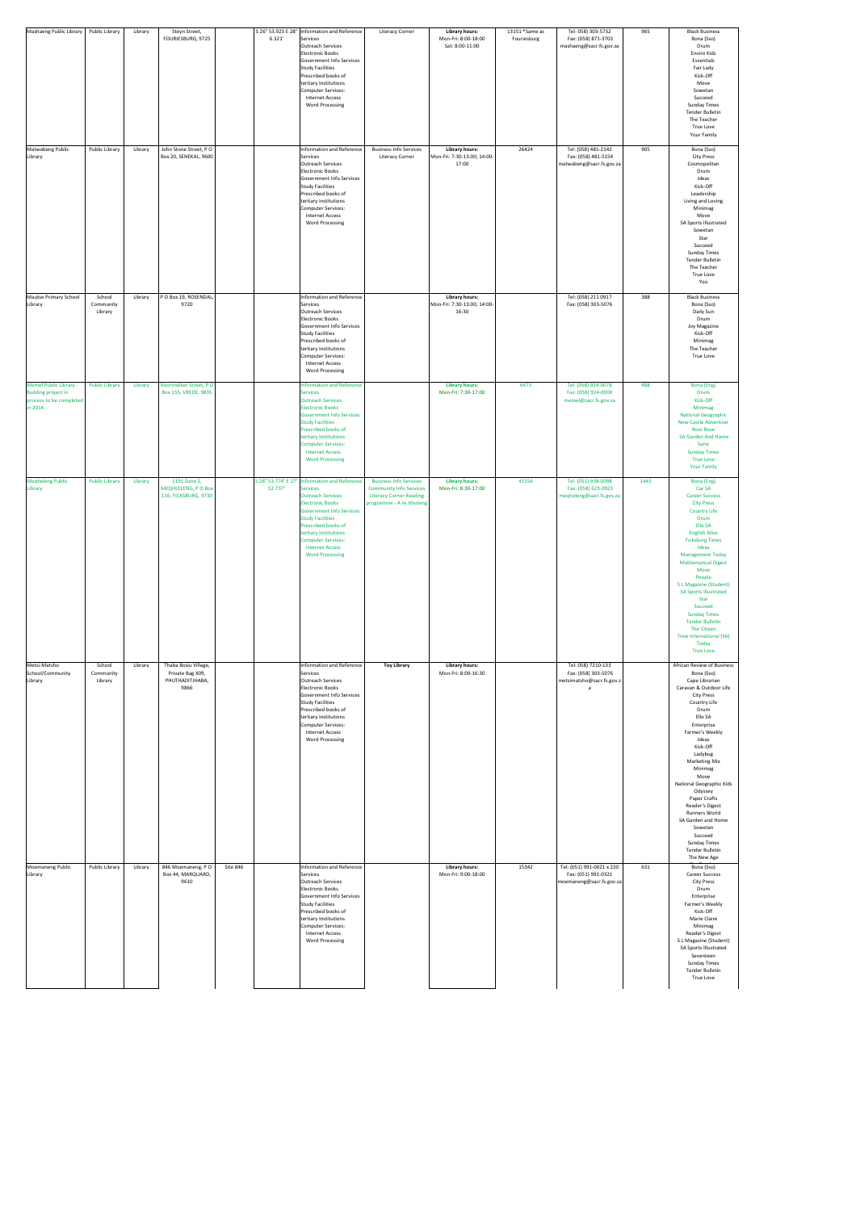| Mashaeng Public Library | Public Library | Library | Steyn Street, FOURIESBURG, 9725 | | S 26° 53.923 E 28° 6.321' | Information and Reference Services<br>Outreach Services<br>Electronic Books<br>Government Info Services<br>Study Facilities<br>Prescribed books of tertiary Institutions<br>Computer Services:<br>Internet Access<br>Word Processing | Literacy Corner | **Library hours:**<br>Mon-Fri: 8:00-18:00<br>Sat: 8:00-11:00 | 13151 *Same as Fouriesburg | Tel: (058) 303-5732<br>Fax: (058) 871-3703<br>mashaeng@sacr.fs.gov.za | 965 | Black Business<br>Bona (Sso)<br>Drum<br>Enviro Kids<br>Essentials<br>Fair Lady<br>Kick-Off<br>Move<br>Sowetan<br>Succeed<br>Sunday Times<br>Tender Bulletin<br>The Teacher<br>True Love<br>Your Family |
|---|---|---|---|---|---|---|---|---|---|---|---|---|
| Matwabeng Public Library | Public Library | Library | John Stone Street, P O Box 20, SENEKAL, 9600 | | | Information and Reference Services<br>Outreach Services<br>Electronic Books<br>Government Info Services<br>Study Facilities<br>Prescribed books of tertiary Institutions<br>Computer Services:<br>Internet Access<br>Word Processing | Business Info Services<br>Literacy Corner | **Library hours:**<br>Mon-Fri: 7:30-13:00; 14:00-17:00 | 26424 | Tel: (058) 481-2142<br>Fax: (058) 481-5154<br>matwabeng@sacr.fs.gov.za | 905 | Bona (Sso)<br>City Press<br>Cosmopolitan<br>Drum<br>Ideas<br>Kick-Off<br>Leadership<br>Living and Loving<br>Minimag<br>Move<br>SA Sports Illustrated<br>Sowetan<br>Star<br>Succeed<br>Sunday Times<br>Tender Bulletin<br>The Teacher<br>True Love<br>You |
| Mautse Primary School Library | School Community Library | Library | P O Box 19, ROSENDAL, 9720 | | | Information and Reference Services<br>Outreach Services<br>Electronic Books<br>Government Info Services<br>Study Facilities<br>Prescribed books of tertiary Institutions<br>Computer Services:<br>Internet Access<br>Word Processing | | **Library hours:**<br>Mon-Fri: 7:30-13:00; 14:00-16:30 | | Tel: (058) 211 0917<br>Fax: (058) 303-5076 | 388 | Black Business<br>Bona (Sso)<br>Daily Sun<br>Drum<br>Joy Magazine<br>Kick-Off<br>Minimag<br>The Teacher<br>True Love |
| Memel Public Library - Building project in process to be completed in 2014 | Public Library | Library | Voortrekker Street, P O Box 155, VREDE, 9835 | | | Information and Reference Services<br>Outreach Services<br>Electronic Books<br>Government Info Services<br>Study Facilities<br>Prescribed books of tertiary Institutions<br>Computer Services:<br>Internet Access<br>Word Processing | | **Library hours:**<br>Mon-Fri: 7:30-17:00 | 6473 | Tel: (058) 924-0078<br>Fax: (058) 924-0000<br>memel@sacr.fs.gov.za | 488 | Bona (Eng)<br>Drum<br>Kick-Off<br>Minimag<br>National Geographic<br>New Castle Advertiser<br>Rooi Rose<br>SA Garden And Home<br>Sarie<br>Sunday Times<br>True Love<br>Your Family |
| Meqheleng Public Library | Public Library | Library | 1191 Zone 2, MEQHELENG, P O Box 116, FICKSBURG, 9730 | | S 28° 53.774' E 27° 52.737' | Information and Reference Services<br>Outreach Services<br>Electronic Books<br>Government Info Services<br>Study Facilities<br>Prescribed books of tertiary Institutions<br>Computer Services:<br>Internet Access<br>Word Processing | Business Info Services<br>Community Info Services<br>Literacy Corner Reading programme - A re Ithuteng | **Library hours:**<br>Mon-Fri: 8:30-17:00 | 41554 | Tel: (051) 938-0098<br>Fax: (058) 623-0923<br>meqheleng@sacr.fs.gov.za | 1445 | Bona (Eng)<br>Car SA<br>Career Success<br>City Press<br>Country Life<br>Drum<br>Elle SA<br>English Alive<br>Ficksburg Times<br>Ideas<br>Management Today<br>Mathematical Digest<br>Move<br>People<br>S L Magazine (Student)<br>SA Sports Illustrated<br>Star<br>Succeed<br>Sunday Times<br>Tender Bulletin<br>The Citizen<br>Time International (SA)<br>Today<br>True Love |
| Metsi-Matsho School/Community Library | School Community Library | Library | Thaba Bosiu Village, Private Bag X09, PHUTHADITJHABA, 9866 | | | Information and Reference Services<br>Outreach Services<br>Electronic Books<br>Government Info Services<br>Study Facilities<br>Prescribed books of tertiary Institutions<br>Computer Services:<br>Internet Access<br>Word Processing | **Toy Library** | **Library hours:**<br>Mon-Fri: 8:00-16:30 | | Tel: 058) 7210-133<br>Fax: (058) 303-5076<br>metsimatsho@sacr.fs.gov.za | | African Review of Business<br>Bona (Sso)<br>Cape Librarian<br>Caravan & Outdoor Life<br>City Press<br>Country Life<br>Drum<br>Elle SA<br>Enterprise<br>Farmer's Weekly<br>Ideas<br>Kick-Off<br>Ladybug<br>Marketing Mix<br>Minimag<br>Move<br>National Geographic Kids<br>Odyssey<br>Paper Crafts<br>Reader's Digest<br>Runners World<br>SA Garden and Home<br>Sowetan<br>Succeed<br>Sunday Times<br>Tender Bulletin<br>The New Age |
| Moemaneng Public Library | Public Library | Library | 846 Moemaneng, P O Box 44, MARQUARD, 9610 | Site 846 | | Information and Reference Services<br>Outreach Services<br>Electronic Books<br>Government Info Services<br>Study Facilities<br>Prescribed books of tertiary Institutions<br>Computer Services:<br>Internet Access<br>Word Processing | | **Library hours:**<br>Mon-Fri: 9:00-18:00 | 15342 | Tel: (051) 991-0021 x 220<br>Fax: (051) 991-0321<br>moemaneng@sacr.fs.gov.za | 631 | Bona (Sso)<br>Career Success<br>City Press<br>Drum<br>Enterprise<br>Farmer's Weekly<br>Kick-Off<br>Marie Claire<br>Minimag<br>Reader's Digest<br>S L Magazine (Student)<br>SA Sports Illustrated<br>Seventeen<br>Sunday Times<br>Tender Bulletin<br>True Love |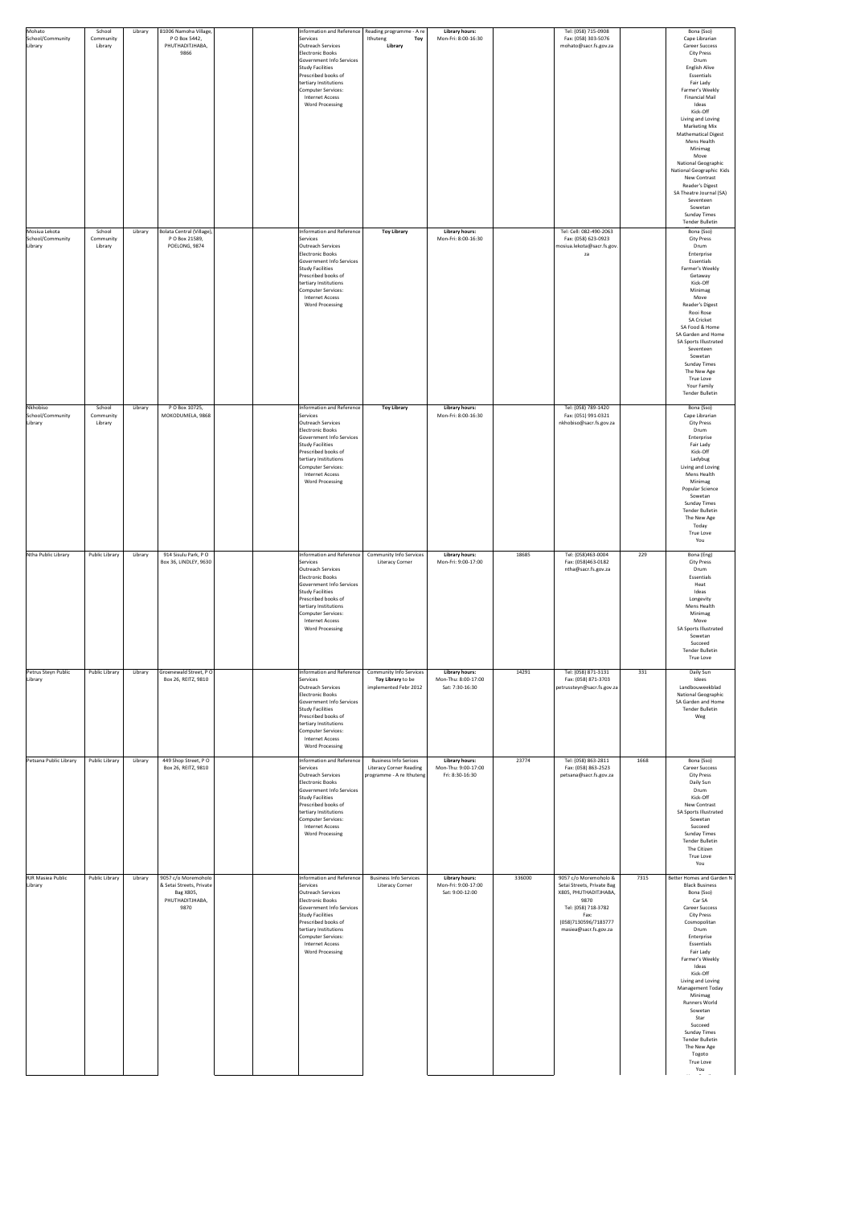| | | | | | | | | | | | | |
|---|---|---|---|---|---|---|---|---|---|---|---|---|
| Mohato School/Community Library | School Community Library | Library | 81006 Namoha Village, P O Box 5442, PHUTHADITJHABA, 9866 | | | Information and Reference Services<br>Outreach Services<br>Electronic Books<br>Government Info Services<br>Study Facilities<br>Prescribed books of tertiary Institutions<br>Computer Services:<br>Internet Access<br>Word Processing | Reading programme - A re Ithuteng **Toy Library** | **Library hours:**<br>Mon-Fri: 8:00-16:30 | | Tel: (058) 715-0908<br>Fax: (058) 303-5076<br>mohato@sacr.fs.gov.za | | Bona (Sso)<br>Cape Librarian<br>Career Success<br>City Press<br>Drum<br>English Alive<br>Essentials<br>Fair Lady<br>Farmer's Weekly<br>Financial Mail<br>Ideas<br>Kick-Off<br>Living and Loving<br>Marketing Mix<br>Mathematical Digest<br>Mens Health<br>Minimag<br>Move<br>National Geographic<br>National Geographic Kids<br>New Contrast<br>Reader's Digest<br>SA Theatre Journal (SA)<br>Seventeen<br>Sowetan<br>Sunday Times<br>Tender Bulletin |
| Mosiua Lekota School/Community Library | School Community Library | Library | Bolata Central (Village), P O Box 21589, POELONG, 9874 | | | Information and Reference Services<br>Outreach Services<br>Electronic Books<br>Government Info Services<br>Study Facilities<br>Prescribed books of tertiary Institutions<br>Computer Services:<br>Internet Access<br>Word Processing | **Toy Library** | **Library hours:**<br>Mon-Fri: 8:00-16:30 | | Tel: Cell: 082-490-2063<br>Fax: (058) 623-0923<br>mosiua.lekota@sacr.fs.gov.za | | Bona (Sso)<br>City Press<br>Drum<br>Enterprise<br>Essentials<br>Farmer's Weekly<br>Getaway<br>Kick-Off<br>Minimag<br>Move<br>Reader's Digest<br>Rooi Rose<br>SA Cricket<br>SA Food & Home<br>SA Garden and Home<br>SA Sports Illustrated<br>Seventeen<br>Sowetan<br>Sunday Times<br>The New Age<br>True Love<br>Your Family<br>Tender Bulletin |
| Nkhobiso School/Community Library | School Community Library | Library | P O Box 10725, MOKODUMELA, 9868 | | | Information and Reference Services<br>Outreach Services<br>Electronic Books<br>Government Info Services<br>Study Facilities<br>Prescribed books of tertiary Institutions<br>Computer Services:<br>Internet Access<br>Word Processing | **Toy Library** | **Library hours:**<br>Mon-Fri: 8:00-16:30 | | Tel: (058) 789-1420<br>Fax: (051) 991-0321<br>nkhobiso@sacr.fs.gov.za | | Bona (Sso)<br>Cape Librarian<br>City Press<br>Drum<br>Enterprise<br>Fair Lady<br>Kick-Off<br>Ladybug<br>Living and Loving<br>Mens Health<br>Minimag<br>Popular Science<br>Sowetan<br>Sunday Times<br>Tender Bulletin<br>The New Age<br>Today<br>True Love<br>You |
| Ntha Public Library | Public Library | Library | 914 Sisulu Park, P O Box 36, LINDLEY, 9630 | | | Information and Reference Services<br>Outreach Services<br>Electronic Books<br>Government Info Services<br>Study Facilities<br>Prescribed books of tertiary Institutions<br>Computer Services:<br>Internet Access<br>Word Processing | Community Info Services<br>Literacy Corner | **Library hours:**<br>Mon-Fri: 9:00-17:00 | 18685 | Tel: (058)463-0004<br>Fax: (058)463-0182<br>ntha@sacr.fs.gov.za | 229 | Bona (Eng)<br>City Press<br>Drum<br>Essentials<br>Heat<br>Ideas<br>Longevity<br>Mens Health<br>Minimag<br>Move<br>SA Sports Illustrated<br>Sowetan<br>Succeed<br>Tender Bulletin<br>True Love |
| Petrus Steyn Public Library | Public Library | Library | Groenewald Street, P O Box 26, REITZ, 9810 | | | Information and Reference Services<br>Outreach Services<br>Electronic Books<br>Government Info Services<br>Study Facilities<br>Prescribed books of tertiary Institutions<br>Computer Services:<br>Internet Access<br>Word Processing | Community Info Services<br>**Toy Library** to be implemented Febr 2012 | **Library hours:**<br>Mon-Thu: 8:00-17:00<br>Sat: 7:30-16:30 | 14291 | Tel: (058) 871-3131<br>Fax: (058) 871-3703<br>petrussteyn@sacr.fs.gov.za | 331 | Daily Sun<br>Idees<br>Landbouweekblad<br>National Geographic<br>SA Garden and Home<br>Tender Bulletin<br>Weg |
| Petsana Public Library | Public Library | Library | 449 Shop Street, P O Box 26, REITZ, 9810 | | | Information and Reference Services<br>Outreach Services<br>Electronic Books<br>Government Info Services<br>Study Facilities<br>Prescribed books of tertiary Institutions<br>Computer Services:<br>Internet Access<br>Word Processing | Business Info Services<br>Literacy Corner Reading programme - A re Ithuteng | **Library hours:**<br>Mon-Thu: 9:00-17:00<br>Fri: 8:30-16:30 | 23774 | Tel: (058) 863-2811<br>Fax: (058) 863-2523<br>petsana@sacr.fs.gov.za | 1668 | Bona (Sso)<br>Career Success<br>City Press<br>Daily Sun<br>Drum<br>Kick-Off<br>New Contrast<br>SA Sports Illustrated<br>Sowetan<br>Succeed<br>Sunday Times<br>Tender Bulletin<br>The Citizen<br>True Love<br>You |
| RJR Masiea Public Library | Public Library | Library | 9057 c/o Moremoholo & Setai Streets, Private Bag X805, PHUTHADITJHABA, 9870 | | | Information and Reference Services<br>Outreach Services<br>Electronic Books<br>Government Info Services<br>Study Facilities<br>Prescribed books of tertiary Institutions<br>Computer Services:<br>Internet Access<br>Word Processing | Business Info Services<br>Literacy Corner | **Library hours:**<br>Mon-Fri: 9:00-17:00<br>Sat: 9:00-12:00 | 336000 | 9057 c/o Moremoholo & Setai Streets, Private Bag X805, PHUTHADITJHABA, 9870<br>Tel: (058) 718-3782<br>Fax: (058)7130596/7183777<br>masiea@sacr.fs.gov.za | 7315 | Better Homes and Garden N<br>Black Business<br>Bona (Sso)<br>Car SA<br>Career Success<br>City Press<br>Cosmopolitan<br>Drum<br>Enterprise<br>Essentials<br>Fair Lady<br>Farmer's Weekly<br>Ideas<br>Kick-Off<br>Living and Loving<br>Management Today<br>Minimag<br>Runners World<br>Sowetan<br>Star<br>Succeed<br>Sunday Times<br>Tender Bulletin<br>The New Age<br>Togoto<br>True Love<br>You |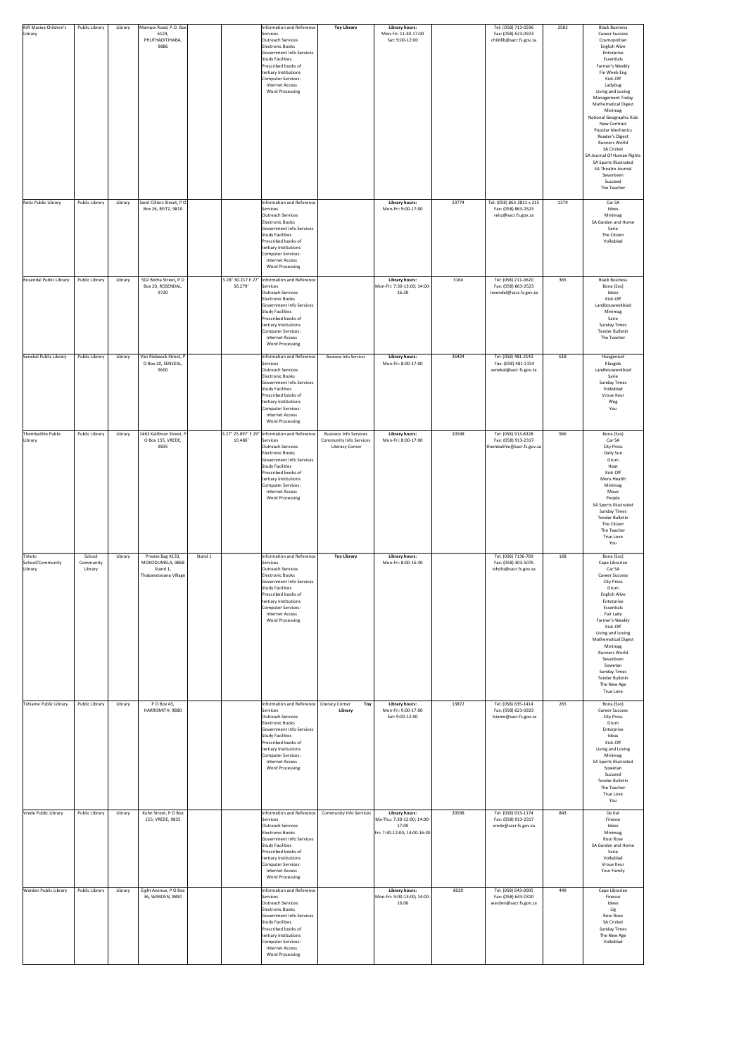| RJR Masiea Children's Library | Public Library | Library | Mampoi Road, P.O. Box 6124, PHUTHADITJHABA, 9886 | | | Information and Reference Services<br>Outreach Services<br>Electronic Books<br>Government Info Services<br>Study Facilities<br>Prescribed books of tertiary Institutions<br>Computer Services:<br>Internet Access<br>Word Processing | **Toy Library** | **Library hours:**<br>Mon-Fri: 11:30-17:00<br>Sat: 9:00-12:00 | | Tel: (058) 713-0596<br>Fax: (058) 623-0923<br>childlib@sacr.fs.gov.za | 2583 | Black Business<br>Career Success<br>Cosmopolitan<br>English Alive<br>Enterprise<br>Essentials<br>Farmer's Weekly<br>Fin Week-Eng<br>Kick-Off<br>Ladybug<br>Living and Loving<br>Management Today<br>Mathematical Digest<br>Minimag<br>National Geographic Kids<br>New Contrast<br>Popular Mechanics<br>Reader's Digest<br>Runners World<br>SA Cricket<br>SA Journal Of Human Rights<br>SA Sports Illustrated<br>SA Theatre Journal<br>Seventeen<br>Succeed<br>The Teacher |
|---|---|---|---|---|---|---|---|---|---|---|---|---|
| Reitz Public Library | Public Library | Library | Sarel Cilliers Street, P O Box 26, REITZ, 9810 | | | Information and Reference Services<br>Outreach Services<br>Electronic Books<br>Government Info Services<br>Study Facilities<br>Prescribed books of tertiary Institutions<br>Computer Services:<br>Internet Access<br>Word Processing | | **Library hours:**<br>Mon-Fri: 9:00-17:00 | 23774 | Tel: (058) 863-2811 x 215<br>Fax: (058) 863-2523<br>reitz@sacr.fs.gov.za | 1379 | Car SA<br>Idees<br>Minimag<br>SA Garden and Home<br>Sarie<br>The Citizen<br>Volksblad |
| Rosendal Public Library | Public Library | Library | 502 Botha Street, P O Box 20, ROSENDAL, 9720 | | S 28° 30.217 E 27° 56.279' | Information and Reference Services<br>Outreach Services<br>Electronic Books<br>Government Info Services<br>Study Facilities<br>Prescribed books of tertiary Institutions<br>Computer Services:<br>Internet Access<br>Word Processing | | **Library hours:**<br>Mon-Fri: 7:30-13:00; 14:00-16:30 | 3164 | Tel: (058) 211-0620<br>Fax: (058) 863-2523<br>rosendal@sacr.fs.gov.za | 365 | Black Business<br>Bona (Sso)<br>Idees<br>Kick-Off<br>Landbouweekblad<br>Minimag<br>Sarie<br>Sunday Times<br>Tender Bulletin<br>The Teacher |
| Senekal Public Library | Public Library | Library | Van Riebeeck Street, P O Box 20, SENEKAL, 9600 | | | Information and Reference Services<br>Outreach Services<br>Electronic Books<br>Government Info Services<br>Study Facilities<br>Prescribed books of tertiary Institutions<br>Computer Services:<br>Internet Access<br>Word Processing | Business Info Services | **Library hours:**<br>Mon-Fri: 8:00-17:00 | 26424 | Tel: (058) 481-2142<br>Fax: (058) 481-5154<br>senekal@sacr.fs.gov.za | 618 | Huisgenoot<br>Klasgids<br>Landbouweekblad<br>Sarie<br>Sunday Times<br>Volksblad<br>Vroue Keur<br>Weg<br>You |
| Thembalihle Public Library | Public Library | Library | 1463 Kalifman Street, P O Box 155, VREDE, 9835 | | S 27° 25.097' E 29° 10.486' | Information and Reference Services<br>Outreach Services<br>Electronic Books<br>Government Info Services<br>Study Facilities<br>Prescribed books of tertiary Institutions<br>Computer Services:<br>Internet Access<br>Word Processing | Business Info Services<br>Community Info Services<br>Literacy Corner | **Library hours:**<br>Mon-Fri: 8:00-17:00 | 20598 | Tel: (058) 913-8328<br>Fax: (058) 913-2317<br>thembalihle@sacr.fs.gov.za | 966 | Bona (Sso)<br>Car SA<br>City Press<br>Daily Sun<br>Drum<br>Heat<br>Kick-Off<br>Mens Health<br>Minimag<br>Move<br>People<br>SA Sports Illustrated<br>Sunday Times<br>Tender Bulletin<br>The Citizen<br>The Teacher<br>True Love<br>You |
| Tsholo School/Community Library | School Community Library | Library | Private Bag X133, MOKODUMELA, 9868 Stand 1, Thabanatsoana Village | Stand 1 | | Information and Reference Services<br>Outreach Services<br>Electronic Books<br>Government Info Services<br>Study Facilities<br>Prescribed books of tertiary Institutions<br>Computer Services:<br>Internet Access<br>Word Processing | **Toy Library** | **Library hours:**<br>Mon-Fri: 8:00-16:30 | | Tel: (058) 7136-769<br>Fax: (058) 303-5076<br>tsholo@sacr.fs.gov.za | 168 | Bona (Sso)<br>Cape Librarian<br>Car SA<br>Career Success<br>City Press<br>Drum<br>English Alive<br>Enterprise<br>Essentials<br>Fair Lady<br>Farmer's Weekly<br>Kick-Off<br>Living and Loving<br>Mathematical Digest<br>Minimag<br>Runners World<br>Seventeen<br>Sowetan<br>Sunday Times<br>Tender Bulletin<br>The New Age<br>True Love |
| Tshiame Public Library | Public Library | Library | P O Box 43, HARRISMITH, 9880 | | | Information and Reference Services<br>Outreach Services<br>Electronic Books<br>Government Info Services<br>Study Facilities<br>Prescribed books of tertiary Institutions<br>Computer Services:<br>Internet Access<br>Word Processing | Literacy Corner **Toy Library** | **Library hours:**<br>Mon-Fri: 9:00-17:00<br>Sat: 9:00-12:00 | 13872 | Tel: (058) 635-1414<br>Fax: (058) 623-0923<br>tsiame@sacr.fs.gov.za | 265 | Bona (Sso)<br>Career Success<br>City Press<br>Drum<br>Enterprise<br>Ideas<br>Kick-Off<br>Living and Loving<br>Minimag<br>SA Sports Illustrated<br>Sowetan<br>Succeed<br>Tender Bulletin<br>The Teacher<br>True Love<br>You |
| Vrede Public Library | Public Library | Library | Kuhn Street, P O Box 155, VREDE, 9835 | | | Information and Reference Services<br>Outreach Services<br>Electronic Books<br>Government Info Services<br>Study Facilities<br>Prescribed books of tertiary Institutions<br>Computer Services:<br>Internet Access<br>Word Processing | Community Info Services | **Library hours:**<br>Ma-Thu: 7:30-12:00; 14:00-17:00<br>Fri: 7:30-12:00; 14:00-16:30 | 20598 | Tel: (058) 913-1174<br>Fax: (058) 913-2317<br>vrede@sacr.fs.gov.za | 843 | De Kat<br>Finesse<br>Idees<br>Minimag<br>Rooi Rose<br>SA Garden and Home<br>Sarie<br>Volksblad<br>Vroue Keur<br>Your Family |
| Warden Public Library | Public Library | Library | Eight Avenue, P O Box 36, WARDEN, 9890 | | | Information and Reference Services<br>Outreach Services<br>Electronic Books<br>Government Info Services<br>Study Facilities<br>Prescribed books of tertiary Institutions<br>Computer Services:<br>Internet Access<br>Word Processing | | **Library hours:**<br>Mon-Fri: 9:00-13:00; 14:00-16:00 | 8020 | Tel: (058) 643-0005<br>Fax: (058) 643-0310<br>warden@sacr.fs.gov.za | 449 | Cape Librarian<br>Finesse<br>Idees<br>Lig<br>Rooi Rose<br>SA Cricket<br>Sunday Times<br>The New Age<br>Volksblad |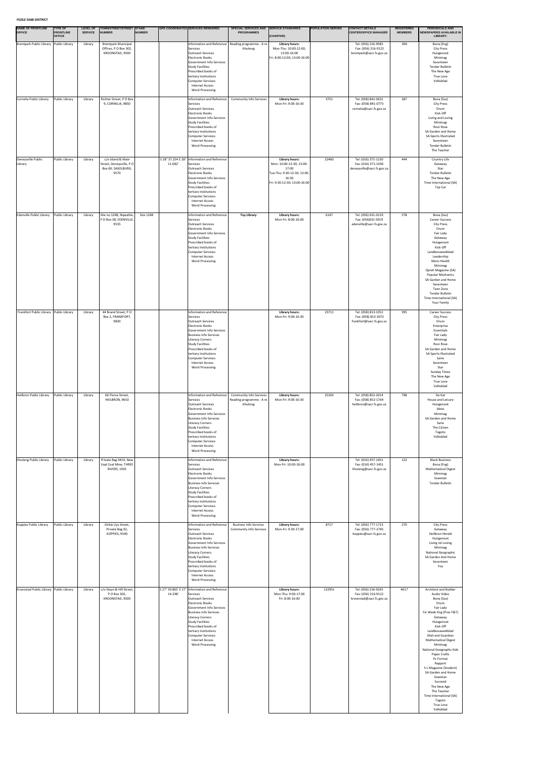**FEZILE DABI DISTRICT**

| NAME OF FRONTLINE OFFICE | TYPE OF FRONTLINE OFFICE | LEVEL OF SERVICE | TOWN/STREET/STREET NUMBER | STAND NUMBER | GPS COORDINATES | SERVICES RENDERED | SPECIAL SERVICES AND PROGRAMMES | SERVICE STANDARDS (CHARTER) | POPULATION SERVED | CONTACT DETAILS CENTER/OFFICE MANAGER | REGISTERED MEMBERS | PERIODICALS AND NEWSPAPERS AVAILABLE IN LIBRARY: |
|---|---|---|---|---|---|---|---|---|---|---|---|---|
| Brentpark Public Library | Public Library | Library | Brentpark Municipal Offices, P O Box 302, KROONSTAD, 9500 | | | Information and Reference Services<br>Outreach Services<br>Electronic Books<br>Government Info Services<br>Study Facilities<br>Prescribed books of tertiary Institutions<br>Computer Services:<br>Internet Access<br>Word Processing | Reading programme - A re Ithuteng | **Library hours:**<br>Mon-Thu: 10:00-12:00, 13:00-16:00<br>Fri: 8:00-12:00; 13:00-16:00 | | Tel: (056) 216-9585<br>Fax: (056) 216-9122<br>brentpark@sacr.fs.gov.za | 394 | Bona (Eng)<br>City Press<br>Huisgenoot<br>Minimag<br>Seventeen<br>Tender Bulletin<br>The New Age<br>True Love<br>Volksblad |
| Cornelia Public Library | Public Library | Library | Richter Street, P O Box 9, CORNELIA, 9850 | | | Information and Reference Services<br>Outreach Services<br>Electronic Books<br>Government Info Services<br>Study Facilities<br>Prescribed books of tertiary Institutions<br>Computer Services:<br>Internet Access<br>Word Processing | Community Info Services | **Library hours:**<br>Mon-Fri: 9:00-16:30 | 3751 | Tel: (058) 841-0631<br>Fax: (058) 841-0773<br>cornelia@sacr.fs.gov.za | 287 | Bona (Sso)<br>City Press<br>Drum<br>Kick-Off<br>Living and Loving<br>Minimag<br>Rooi Rose<br>SA Garden and Home<br>SA Sports Illustrated<br>Seventeen<br>Tender Bulletin<br>The Teacher |
| Deneysville Public Library | Public Library | Library | c/o Island & Main Street, Deneysville, P O Box 60, SASOLBURG, 9570 | | S 28° 37.254 E 28° 11.682' | Information and Reference Services<br>Outreach Services<br>Electronic Books<br>Government Info Services<br>Study Facilities<br>Prescribed books of tertiary Institutions<br>Computer Services:<br>Internet Access<br>Word Processing | | **Library hours:**<br>Mon: 10:00-12:30; 13:00-17:00<br>Tue-Thu: 9:30-12:30; 13:00-16:30<br>Fri: 9:30-12:30; 13:00-16:00 | 22460 | Tel: (016) 371-1130<br>Fax: (016) 371-1036<br>deneysville@sacr.fs.gov.za | 444 | Country Life<br>Getaway<br>Star<br>Tender Bulletin<br>The New Age<br>Time International (SA)<br>Top Car |
| Edenville Public Library | Public Library | Library | Site no 1248, Nqwathe, P O Box 38, EDENVILLE, 9535 | Site 1248 | | Information and Reference Services<br>Outreach Services<br>Electronic Books<br>Government Info Services<br>Study Facilities<br>Prescribed books of tertiary Institutions<br>Computer Services:<br>Internet Access<br>Word Processing | **Toy Library** | **Library hours:**<br>Mon-Fri: 8:00-16:00 | 6147 | Tel: (056) 631-0129<br>Fax: (056)631 0019<br>edenville@sacr.fs.gov.za | 578 | Bona (Sso)<br>Career Success<br>City Press<br>Drum<br>Fair Lady<br>Getaway<br>Huisgenoot<br>Kick-Off<br>Landbouweekblad<br>Leadership<br>Mens Health<br>Minimag<br>Oprah Magazine (SA)<br>Popular Mechanics<br>SA Garden and Home<br>Seventeen<br>Teen Zone<br>Tender Bulletin<br>Time International (SA)<br>Your Family |
| Frankfort Public Library | Public Library | Library | 44 Brand Street, P O Box 2, FRANKFORT, 9830 | | | Information and Reference Services<br>Outreach Services<br>Electronic Books<br>Government Info Services<br>Business Info Services<br>Literacy Corners<br>Study Facilities<br>Prescribed books of tertiary Institutions<br>Computer Services:<br>Internet Access<br>Word Processing | | **Library hours:**<br>Mon-Fri: 9:00-16:30 | 23711 | Tel: (058) 813-1051<br>Fax: (058) 813-3072<br>frankfort@sacr.fs.gov.za | 395 | Career Success<br>City Press<br>Drum<br>Enterprise<br>Essentials<br>Fair Lady<br>Minimag<br>Rooi Rose<br>SA Garden and Home<br>SA Sports Illustrated<br>Sarie<br>Seventeen<br>Star<br>Sunday Times<br>The New Age<br>True Love<br>Volksblad |
| Heilbron Public Library | Public Library | Library | 66 Pierce Street, HEILBRON, 9650 | | | Information and Reference Services<br>Outreach Services<br>Electronic Books<br>Government Info Services<br>Business Info Services<br>Literacy Corners<br>Study Facilities<br>Prescribed books of tertiary Institutions<br>Computer Services:<br>Internet Access<br>Word Processing | Community Info Services<br>Reading programme - A re Ithuteng | **Library hours:**<br>Mon-Fri: 9:00-16:30 | 25303 | Tel: (058) 852-2014<br>Fax: (058) 852-1764<br>heilbron@sacr.fs.gov.za | 798 | De Kat<br>House and Leisure<br>Huisgenoot<br>Idees<br>Minimag<br>SA Garden and Home<br>Sarie<br>The Citizen<br>Togoto<br>Volksblad |
| Ithuteng Public Library | Public Library | Library | Private Bag X414, New Vaal Coal Mine, THREE RIVERS, 1935 | | | Information and Reference Services<br>Outreach Services<br>Electronic Books<br>Government Info Services<br>Business Info Services<br>Literacy Corners<br>Study Facilities<br>Prescribed books of tertiary Institutions<br>Computer Services:<br>Internet Access<br>Word Processing | | **Library hours:**<br>Mon-Fri: 10:00-16:00 | | Tel: (016) 457-1451<br>Fax: (016) 457-1451<br>ithuteng@sacr.fs.gov.za | 122 | Black Business<br>Bona (Eng)<br>Mathematical Digest<br>Minimag<br>Sowetan<br>Tender Bulletin |
| Koppies Public Library | Public Library | Library | Dirkie Uys Street, Private Bag X2, KOPPIES, 9540 | | | Information and Reference Services<br>Outreach Services<br>Electronic Books<br>Government Info Services<br>Business Info Services<br>Literacy Corners<br>Study Facilities<br>Prescribed books of tertiary Institutions<br>Computer Services:<br>Internet Access<br>Word Processing | Business Info Services<br>Community Info Services | **Library hours:**<br>Mon-Fri: 9:30-17:00 | 8717 | Tel: (056) 777-1713<br>Fax: (056) 777-2745<br>koppies@sacr.fs.gov.za | 270 | City Press<br>Getaway<br>Heilbron Herald<br>Huisgenoot<br>Living nd Loving<br>Minimag<br>National Geographic<br>SA Garden And Home<br>Seventeen<br>You |
| Kroonstad Public Library | Public Library | Library | c/o Steyn & Hill Street, P O Box 302, KROONSTAD, 9500 | | S 27° 39.865' E 27° 14.298' | Information and Reference Services<br>Outreach Services<br>Electronic Books<br>Government Info Services<br>Business Info Services<br>Literacy Corners<br>Study Facilities<br>Prescribed books of tertiary Institutions<br>Computer Services:<br>Internet Access<br>Word Processing | | **Library hours:**<br>Mon-Thu: 9:00-17:00<br>Fri: 8:00-16:00 | 122951 | Tel: (056) 216-9245<br>Fax: (056) 216-9122<br>kroonstad@sacr.fs.gov.za | 4617 | Architect and Builder<br>Audio Video<br>Bona (Sso)<br>Drum<br>Fair Lady<br>Fin Week-Eng (Prev F&T)<br>Getaway<br>Huisgenoot<br>Kick-Off<br>Landbouweekblad<br>Mail and Guardian<br>Mathematical Digest<br>Minimag<br>National Geographic Kids<br>Paper Crafts<br>Pc Format<br>Rapport<br>S L Magazine (Student)<br>SA Garden and Home<br>Sowetan<br>Succeed<br>The New Age<br>The Teacher<br>Time International (SA)<br>Togoto<br>True Love<br>Volksblad |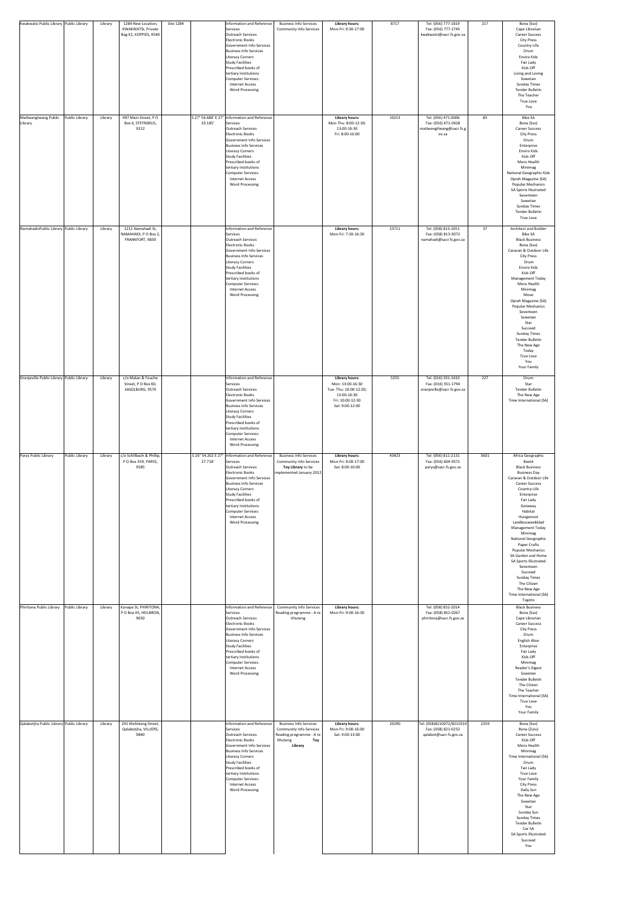| Kwakwatsi Public Library | Public Library | Library | 1284 New Location, KWAKWATSI, Private Bag X2, KOPPIES, 9540 | Site 1284 | | Information and Reference Services<br>Outreach Services<br>Electronic Books<br>Government Info Services<br>Business Info Services<br>Literacy Corners<br>Study Facilities<br>Prescribed books of tertiary Institutions<br>Computer Services:<br>Internet Access<br>Word Processing | Business Info Services<br>Community Info Services | **Library hours:**<br>Mon-Fri: 9:30-17:00 | 8717 | Tel: (056) 777-1819<br>Fax: (056) 777-2745<br>kwakwatsi@sacr.fs.gov.za | 217 | Bona (Sso)<br>Cape Librarian<br>Career Success<br>City Press<br>Country Life<br>Drum<br>Enviro Kids<br>Fair Lady<br>Kick-Off<br>Living and Loving<br>Sowetan<br>Sunday Times<br>Tender Bulletin<br>The Teacher<br>True Love<br>You |
|---|---|---|---|---|---|---|---|---|---|---|---|---|
| Matlwangtwang Public Library | Public Library | Library | 497 Main Street, P O Box 6, STEYNSRUS, 9212 | | S 27° 56.680' E 27° 33.185' | Information and Reference Services<br>Outreach Services<br>Electronic Books<br>Government Info Services<br>Business Info Services<br>Literacy Corners<br>Study Facilities<br>Prescribed books of tertiary Institutions<br>Computer Services:<br>Internet Access<br>Word Processing | | **Library hours:**<br>Mon-Thu: 8:00-12:30; 13:00-16:30<br>Fri: 8:00-16:00 | 10213 | Tel: (056) 471-0006<br>Fax: (056) 471-0428<br>matlwangtlwang@sacr.fs.gov.za | 83 | Bike SA<br>Bona (Sso)<br>Career Success<br>City Press<br>Drum<br>Enterprise<br>Enviro Kids<br>Kick-Off<br>Mens Health<br>Minimag<br>National Geographic Kids<br>Oprah Magazine (SA)<br>Popular Mechanics<br>SA Sports Illustrated<br>Seventeen<br>Sowetan<br>Sunday Times<br>Tender Bulletin<br>True Love |
| NamahadiPublic Library | Public Library | Library | 1212 Namahadi St, NAMAHADI, P O Box 2, FRANKFORT, 9830 | | | Information and Reference Services<br>Outreach Services<br>Electronic Books<br>Government Info Services<br>Business Info Services<br>Literacy Corners<br>Study Facilities<br>Prescribed books of tertiary Institutions<br>Computer Services:<br>Internet Access<br>Word Processing | | **Library hours:**<br>Mon-Fri: 7:30-16:30 | 23711 | Tel: (058) 813-1051<br>Fax: (058) 813-3072<br>namahadi@sacr.fs.gov.za | 37 | Architect and Builder<br>Bike SA<br>Black Business<br>Bona (Sso)<br>Caravan & Outdoor Life<br>City Press<br>Drum<br>Enviro Kids<br>Kick-Off<br>Management Today<br>Mens Health<br>Minimag<br>Move<br>Oprah Magazine (SA)<br>Popular Mechanics<br>Seventeen<br>Sowetan<br>Star<br>Succeed<br>Sunday Times<br>Tender Bulletin<br>The New Age<br>Today<br>True Love<br>You<br>Your Family |
| Oranjeville Public Library | Public Library | Library | c/o Malan & Fouche Street, P O Box 60, SASOLBURG, 9570 | | | Information and Reference Services<br>Outreach Services<br>Electronic Books<br>Government Info Services<br>Business Info Services<br>Literacy Corners<br>Study Facilities<br>Prescribed books of tertiary Institutions<br>Computer Services:<br>Internet Access<br>Word Processing | | **Library hours:**<br>Mon: 13:00-16:30<br>Tue- Thu: 10:00-12:30; 13:00-16:30<br>Fri: 10:00-12:30<br>Sat: 9:00-12:00 | 5255 | Tel: (016) 351-1610<br>Fax: (016) 351-1794<br>oranjeville@sacr.fs.gov.za | 227 | Drum<br>Star<br>Tender Bulletin<br>The New Age<br>Time International (SA) |
| Parys Public Library | Public Library | Library | c/o Schillbach & Phillip, P O Box 359, PARYS, 9585 | | S 26° 54.202 E 27° 27.718' | Information and Reference Services<br>Outreach Services<br>Electronic Books<br>Government Info Services<br>Business Info Services<br>Literacy Corners<br>Study Facilities<br>Prescribed books of tertiary Institutions<br>Computer Services:<br>Internet Access<br>Word Processing | Business Info Services<br>Community Info Services<br>**Toy Library** to be implemented January 2012 | **Library hours:**<br>Mon-Fri: 9:00-17:00<br>Sat: 8:00-10:00 | 43423 | Tel: (056) 811-2131<br>Fax: (056) 604-9571<br>parys@sacr.fs.gov.za | 5601 | Africa Geographic<br>Beeld<br>Black Business<br>Business Day<br>Caravan & Outdoor Life<br>Career Success<br>Country Life<br>Enterprise<br>Fair Lady<br>Getaway<br>Habitat<br>Huisgenoot<br>Landbouweekblad<br>Management Today<br>Minimag<br>National Geographic<br>Paper Crafts<br>Popular Mechanics<br>SA Garden and Home<br>SA Sports Illustrated<br>Seventeen<br>Succeed<br>Sunday Times<br>The Citizen<br>The New Age<br>Time International (SA)<br>Togoto |
| Phiritona Public Library | Public Library | Library | Konape St, PHIRITONA, P O Box 45, HEILBRON, 9650 | | | Information and Reference Services<br>Outreach Services<br>Electronic Books<br>Government Info Services<br>Business Info Services<br>Literacy Corners<br>Study Facilities<br>Prescribed books of tertiary Institutions<br>Computer Services:<br>Internet Access<br>Word Processing | Community Info Services<br>Reading programme - A re Ithuteng | **Library hours:**<br>Mon-Fri: 9:00-16:30 | | Tel: (058) 852-2014<br>Fax: (058) 852-0267<br>phiritona@sacr.fs.gov.za | | Black Business<br>Bona (Sso)<br>Cape Librarian<br>Career Success<br>City Press<br>Drum<br>English Alive<br>Enterprise<br>Fair Lady<br>Kick-Off<br>Minimag<br>Reader's Digest<br>Sowetan<br>Tender Bulletin<br>The Citizen<br>The Teacher<br>Time International (SA)<br>True Love<br>You<br>Your Family |
| Qalabotjha Public Library | Public Library | Library | 241 Mofokeng Street, Qalabotjha, VILLIERS, 9840 | | | Information and Reference Services<br>Outreach Services<br>Electronic Books<br>Government Info Services<br>Business Info Services<br>Literacy Corners<br>Study Facilities<br>Prescribed books of tertiary Institutions<br>Computer Services:<br>Internet Access<br>Word Processing | Business Info Services<br>Community Info Services<br>Reading programme - A re Ithuteng **Toy Library** | **Library hours:**<br>Mon-Fri: 9:00-16:00<br>Sat: 9:00-13:00 | 20290 | Tel: (058)8210072/8210314<br>Fax: (058) 821-0232<br>qalabot@sacr.fs.gov.za | 2259 | Bona (Sso)<br>Bona (Zulu)<br>Career Success<br>Kick-Off<br>Mens Health<br>Minimag<br>Time International (SA)<br>Drum<br>Fair Lady<br>True Love<br>Your Family<br>City Press<br>Daily Sun<br>The New Age<br>Sowetan<br>Star<br>Sunday Sun<br>Sunday Times<br>Tender Bulletin<br>Car SA<br>SA Sports Illustrated<br>Succeed<br>You |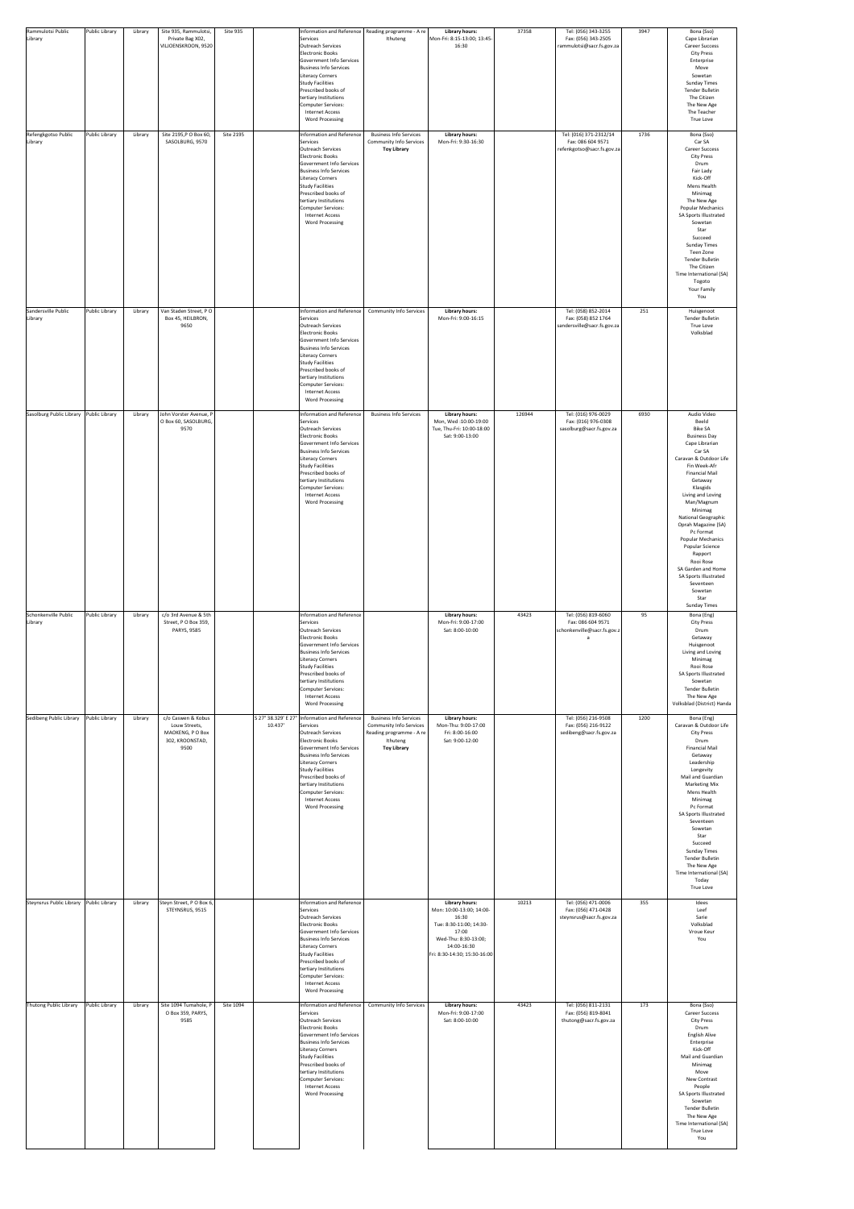| | | | | | | | | | | | | |
|---|---|---|---|---|---|---|---|---|---|---|---|---|
| Rammulotsi Public Library | Public Library | Library | Site 935, Rammulotsi, Private Bag X02, VILJOENSKROON, 9520 | Site 935 | | Information and Reference Services<br>Outreach Services<br>Electronic Books<br>Government Info Services<br>Business Info Services<br>Literacy Corners<br>Study Facilities<br>Prescribed books of tertiary Institutions<br>Computer Services:<br>Internet Access<br>Word Processing | Reading programme - A re Ithuteng | **Library hours:**<br>Mon-Fri: 8:15-13:00; 13:45-16:30 | 37358 | Tel: (056) 343-3255<br>Fax: (056) 343-2505<br>rammulotsi@sacr.fs.gov.za | 3947 | Bona (Sso)<br>Cape Librarian<br>Career Success<br>City Press<br>Enterprise<br>Move<br>Sowetan<br>Sunday Times<br>Tender Bulletin<br>The Citizen<br>The New Age<br>The Teacher<br>True Love |
| Refengkgotso Public Library | Public Library | Library | Site 2195,P O Box 60, SASOLBURG, 9570 | Site 2195 | | Information and Reference Services<br>Outreach Services<br>Electronic Books<br>Government Info Services<br>Business Info Services<br>Literacy Corners<br>Study Facilities<br>Prescribed books of tertiary Institutions<br>Computer Services:<br>Internet Access<br>Word Processing | Business Info Services<br>Community Info Services<br>**Toy Library** | **Library hours:**<br>Mon-Fri: 9:30-16:30 | | Tel: (016) 371-2312/14<br>Fax: 086 604 9571<br>refenkgotso@sacr.fs.gov.za | 1736 | Bona (Sso)<br>Car SA<br>Career Success<br>City Press<br>Drum<br>Fair Lady<br>Kick-Off<br>Mens Health<br>Minimag<br>The New Age<br>Popular Mechanics<br>SA Sports Illustrated<br>Sowetan<br>Star<br>Succeed<br>Sunday Times<br>Teen Zone<br>Tender Bulletin<br>The Citizen<br>Time International (SA)<br>Topoto<br>Your Family<br>You |
| Sandersville Public Library | Public Library | Library | Van Staden Street, P O Box 45, HEILBRON, 9650 | | | Information and Reference Services<br>Outreach Services<br>Electronic Books<br>Government Info Services<br>Business Info Services<br>Literacy Corners<br>Study Facilities<br>Prescribed books of tertiary Institutions<br>Computer Services:<br>Internet Access<br>Word Processing | Community Info Services | **Library hours:**<br>Mon-Fri: 9:00-16:15 | | Tel: (058) 852-2014<br>Fax: (058) 852 1764<br>sandersville@sacr.fs.gov.za | 251 | Huisgenoot<br>Tender Bulletin<br>True Love<br>Volksblad |
| Sasolburg Public Library | Public Library | Library | John Vorster Avenue, P O Box 60, SASOLBURG, 9570 | | | Information and Reference Services<br>Outreach Services<br>Electronic Books<br>Government Info Services<br>Business Info Services<br>Literacy Corners<br>Study Facilities<br>Prescribed books of tertiary Institutions<br>Computer Services:<br>Internet Access<br>Word Processing | Business Info Services | **Library hours:**<br>Mon, Wed :10:00-19:00<br>Tue, Thu-Fri: 10:00-18:00<br>Sat: 9:00-13:00 | 126944 | Tel: (016) 976-0029<br>Fax: (016) 976-0308<br>sasolburg@sacr.fs.gov.za | 6930 | Audio Video<br>Beeld<br>Bike SA<br>Business Day<br>Cape Librarian<br>Car SA<br>Caravan & Outdoor Life<br>Fin Week-Afr<br>Financial Mail<br>Getaway<br>Klasgids<br>Living and Loving<br>Man/Magnum<br>Minimag<br>National Geographic<br>Oprah Magazine (SA)<br>Pc Format<br>Popular Mechanics<br>Popular Science<br>Rapport<br>Rooi Rose<br>SA Garden and Home<br>SA Sports Illustrated<br>Seventeen<br>Sowetan<br>Star<br>Sunday Times |
| Schonkenville Public Library | Public Library | Library | c/o 3rd Avenue & 5th Street, P O Box 359, PARYS, 9585 | | | Information and Reference Services<br>Outreach Services<br>Electronic Books<br>Government Info Services<br>Business Info Services<br>Literacy Corners<br>Study Facilities<br>Prescribed books of tertiary Institutions<br>Computer Services:<br>Internet Access<br>Word Processing | | **Library hours:**<br>Mon-Fri: 9:00-17:00<br>Sat: 8:00-10:00 | 43423 | Tel: (056) 819-6060<br>Fax: 086 604 9571<br>schonkenville@sacr.fs.gov.za | 95 | Bona (Eng)<br>City Press<br>Drum<br>Getaway<br>Huisgenoot<br>Living and Loving<br>Minimag<br>Rooi Rose<br>SA Sports Illustrated<br>Sowetan<br>Tender Bulletin<br>The New Age<br>Volksblad (District) Handa |
| Sedibeng Public Library | Public Library | Library | c/o Caswen & Kobus Louw Streets, MAOKENG, P O Box 302, KROONSTAD, 9500 | | S 27° 38.329' E 27° 10.437' | Information and Reference Services<br>Outreach Services<br>Electronic Books<br>Government Info Services<br>Business Info Services<br>Literacy Corners<br>Study Facilities<br>Prescribed books of tertiary Institutions<br>Computer Services:<br>Internet Access<br>Word Processing | Business Info Services<br>Community Info Services<br>Reading programme - A re Ithuteng<br>**Toy Library** | **Library hours:**<br>Mon-Thu: 9:00-17:00<br>Fri: 8:00-16:00<br>Sat: 9:00-12:00 | | Tel: (056) 216-9508<br>Fax: (056) 216-9122<br>sedibeng@sacr.fs.gov.za | 1200 | Bona (Eng)<br>Caravan & Outdoor Life<br>City Press<br>Drum<br>Financial Mail<br>Getaway<br>Leadership<br>Longevity<br>Mail and Guardian<br>Marketing Mix<br>Mens Health<br>Minimag<br>Pc Format<br>SA Sports Illustrated<br>Seventeen<br>Sowetan<br>Star<br>Succeed<br>Sunday Times<br>Tender Bulletin<br>The New Age<br>Time International (SA)<br>Today<br>True Love |
| Steynsrus Public Library | Public Library | Library | Steyn Street, P O Box 6, STEYNSRUS, 9515 | | | Information and Reference Services<br>Outreach Services<br>Electronic Books<br>Government Info Services<br>Business Info Services<br>Literacy Corners<br>Study Facilities<br>Prescribed books of tertiary Institutions<br>Computer Services:<br>Internet Access<br>Word Processing | | **Library hours:**<br>Mon: 10:00-13:00; 14:00-16:30<br>Tue: 8:30-11:00; 14:30-17:00<br>Wed-Thu: 8:30-13:00; 14:00-16:30<br>Fri: 8:30-14:30; 15:30-16:00 | 10213 | Tel: (056) 471-0006<br>Fax: (056) 471-0428<br>steynsrus@sacr.fs.gov.za | 355 | Idees<br>Leef<br>Sarie<br>Volksblad<br>Vroue Keur<br>You |
| Thutong Public Library | Public Library | Library | Site 1094 Tumahole, P O Box 359, PARYS, 9585 | Site 1094 | | Information and Reference Services<br>Outreach Services<br>Electronic Books<br>Government Info Services<br>Business Info Services<br>Literacy Corners<br>Study Facilities<br>Prescribed books of tertiary Institutions<br>Computer Services:<br>Internet Access<br>Word Processing | Community Info Services | **Library hours:**<br>Mon-Fri: 9:00-17:00<br>Sat: 8:00-10:00 | 43423 | Tel: (056) 811-2131<br>Fax: (056) 819-8041<br>thutong@sacr.fs.gov.za | 173 | Bona (Sso)<br>Career Success<br>City Press<br>Drum<br>English Alive<br>Enterprise<br>Kick-Off<br>Mail and Guardian<br>Minimag<br>Move<br>New Contrast<br>People<br>SA Sports Illustrated<br>Sowetan<br>Tender Bulletin<br>The New Age<br>Time International (SA)<br>True Love<br>You |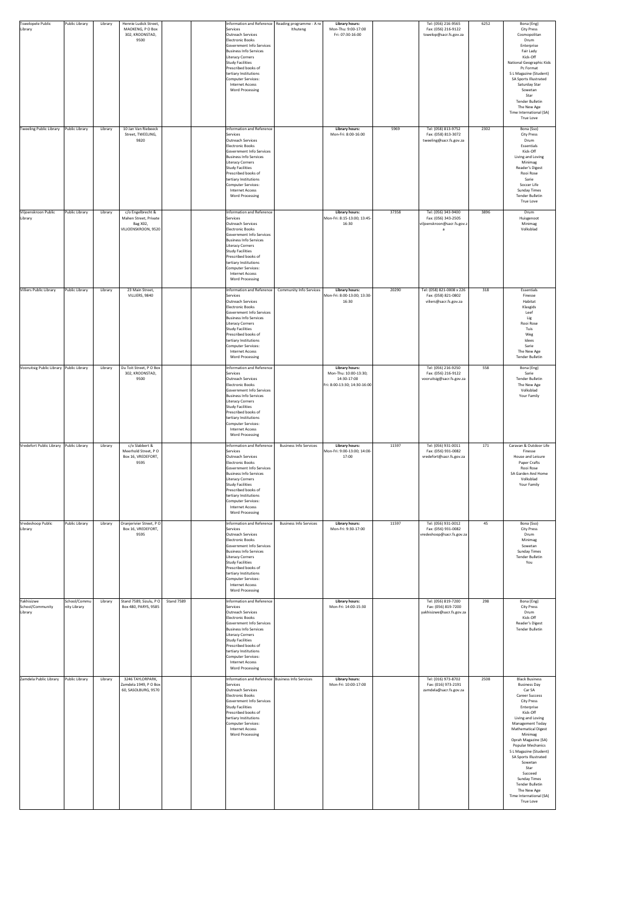| Tswelopele Public Library | Public Library | Library | Hennie Ludick Street, MAOKENG, P O Box 302, KROONSTAD, 9500 | | | Information and Reference Services<br>Outreach Services<br>Electronic Books<br>Government Info Services<br>Business Info Services<br>Literacy Corners<br>Study Facilities<br>Prescribed books of tertiary Institutions<br>Computer Services:<br>Internet Access<br>Word Processing | Reading programme - A re Ithuteng | **Library hours:**<br>Mon-Thu: 9:00-17:00<br>Fri: 07:30-16:00 | | Tel: (056) 216-9565<br>Fax: (056) 216-9122<br>tswelop@sacr.fs.gov.za | 6252 | Bona (Eng)<br>City Press<br>Cosmopolitan<br>Drum<br>Enterprise<br>Fair Lady<br>Kick-Off<br>National Geographic Kids<br>Pc Format<br>S L Magazine (Student)<br>SA Sports Illustrated<br>Saturday Star<br>Sowetan<br>Star<br>Tender Bulletin<br>The New Age<br>Time International (SA)<br>True Love |
|---|---|---|---|---|---|---|---|---|---|---|---|---|
| Tweeling Public Library | Public Library | Library | 10 Jan Van Riebeeck Street, TWEELING, 9820 | | | Information and Reference Services<br>Outreach Services<br>Electronic Books<br>Government Info Services<br>Business Info Services<br>Literacy Corners<br>Study Facilities<br>Prescribed books of tertiary Institutions<br>Computer Services:<br>Internet Access<br>Word Processing | | **Library hours:**<br>Mon-Fri: 8:00-16:00 | 5969 | Tel: (058) 813-9752<br>Fax: (058) 813-3072<br>tweeling@sacr.fs.gov.za | 2302 | Bona (Sso)<br>City Press<br>Drum<br>Essentials<br>Kick-Off<br>Living and Loving<br>Minimag<br>Reader's Digest<br>Rooi Rose<br>Sarie<br>Soccer Life<br>Sunday Times<br>Tender Bulletin<br>True Love |
| Viljoenskroon Public Library | Public Library | Library | c/o Engelbrecht & Mahen Street, Private Bag X02, VILJOENSKROON, 9520 | | | Information and Reference Services<br>Outreach Services<br>Electronic Books<br>Government Info Services<br>Business Info Services<br>Literacy Corners<br>Study Facilities<br>Prescribed books of tertiary Institutions<br>Computer Services:<br>Internet Access<br>Word Processing | | **Library hours:**<br>Mon-Fri: 8:15-13:00; 13:45-16:30 | 37358 | Tel: (056) 343-9400<br>Fax: (056) 343-2505<br>viljoenskroon@sacr.fs.gov.za | 3896 | Drum<br>Huisgenoot<br>Minimag<br>Volksblad |
| Villiers Public Library | Public Library | Library | 23 Main Street, VILLIERS, 9840 | | | Information and Reference Services<br>Outreach Services<br>Electronic Books<br>Government Info Services<br>Business Info Services<br>Literacy Corners<br>Study Facilities<br>Prescribed books of tertiary Institutions<br>Computer Services:<br>Internet Access<br>Word Processing | Community Info Services | **Library hours:**<br>Mon-Fri: 8:00-13:00; 13:30-16:30 | 20290 | Tel: (058) 821-0008 x 226<br>Fax: (058) 821-0802<br>viliers@sacr.fs.gov.za | 318 | Essentials<br>Finesse<br>Habitat<br>Klasgids<br>Leef<br>Lig<br>Rooi Rose<br>Tuis<br>Weg<br>Idees<br>Sarie<br>The New Age<br>Tender Bulletin |
| Vooruitsig Public Library | Public Library | Library | Du Toit Street, P O Box 302, KROONSTAD, 9500 | | | Information and Reference Services<br>Outreach Services<br>Electronic Books<br>Government Info Services<br>Business Info Services<br>Literacy Corners<br>Study Facilities<br>Prescribed books of tertiary Institutions<br>Computer Services:<br>Internet Access<br>Word Processing | | **Library hours:**<br>Mon-Thu: 10:00-13:30; 14:30-17:00<br>Fri: 8:00-13:30; 14:30-16:00 | | Tel: (056) 216-9250<br>Fax: (056) 216-9122<br>vooruitsig@sacr.fs.gov.za | 558 | Bona (Eng)<br>Sarie<br>Tender Bulletin<br>The New Age<br>Volksblad<br>Your Family |
| Vredefort Public Library | Public Library | Library | c/o Slabbert & Meerhold Street, P O Box 16, VREDEFORT, 9595 | | | Information and Reference Services<br>Outreach Services<br>Electronic Books<br>Government Info Services<br>Business Info Services<br>Literacy Corners<br>Study Facilities<br>Prescribed books of tertiary Institutions<br>Computer Services:<br>Internet Access<br>Word Processing | Business Info Services | **Library hours:**<br>Mon-Fri: 9:00-13:00; 14:00-17:00 | 11597 | Tel: (056) 931-0011<br>Fax: (056) 931-0082<br>vredefort@sacr.fs.gov.za | 171 | Caravan & Outdoor Life<br>Finesse<br>House and Leisure<br>Paper Crafts<br>Rooi Rose<br>SA Garden And Home<br>Volksblad<br>Your Family |
| Vredeshoop Public Library | Public Library | Library | Oranjerivier Street, P O Box 16, VREDEFORT, 9595 | | | Information and Reference Services<br>Outreach Services<br>Electronic Books<br>Government Info Services<br>Business Info Services<br>Literacy Corners<br>Study Facilities<br>Prescribed books of tertiary Institutions<br>Computer Services:<br>Internet Access<br>Word Processing | Business Info Services | **Library hours:**<br>Mon-Fri: 9:30-17:00 | 11597 | Tel: (056) 931-0012<br>Fax: (056) 931-0082<br>vredeshoop@sacr.fs.gov.za | 45 | Bona (Sso)<br>City Press<br>Drum<br>Minimag<br>Sowetan<br>Sunday Times<br>Tender Bulletin<br>You |
| Yakhisizwe School/Community Library | School/Community Library | Library | Stand 7589, Sizulu, P O Box 480, PARYS, 9585 | Stand 7589 | | Information and Reference Services<br>Outreach Services<br>Electronic Books<br>Government Info Services<br>Business Info Services<br>Literacy Corners<br>Study Facilities<br>Prescribed books of tertiary Institutions<br>Computer Services:<br>Internet Access<br>Word Processing | | **Library hours:**<br>Mon-Fri: 14:00-15:30 | | Tel: (056) 819-7200<br>Fax: (056) 819-7200<br>yakhisizwe@sacr.fs.gov.za | 298 | Bona (Eng)<br>City Press<br>Drum<br>Kick-Off<br>Reader's Digest<br>Tender Bulletin |
| Zamdela Public Library | Public Library | Library | 3246 TAYLORPARK, Zamdela 1949, P O Box 60, SASOLBURG, 9570 | | | Information and Reference Services<br>Outreach Services<br>Electronic Books<br>Government Info Services<br>Study Facilities<br>Prescribed books of tertiary Institutions<br>Computer Services:<br>Internet Access<br>Word Processing | Business Info Services | **Library hours:**<br>Mon-Fri: 10:00-17:00 | | Tel: (016) 973-8702<br>Fax: (016) 973-2191<br>zamdela@sacr.fs.gov.za | 2508 | Black Business<br>Business Day<br>Car SA<br>Career Success<br>City Press<br>Enterprise<br>Kick-Off<br>Living and Loving<br>Management Today<br>Mathematical Digest<br>Minimag<br>Oprah Magazine (SA)<br>Popular Mechanics<br>S L Magazine (Student)<br>SA Sports Illustrated<br>Sowetan<br>Star<br>Succeed<br>Sunday Times<br>Tender Bulletin<br>The New Age<br>Time International (SA)<br>True Love |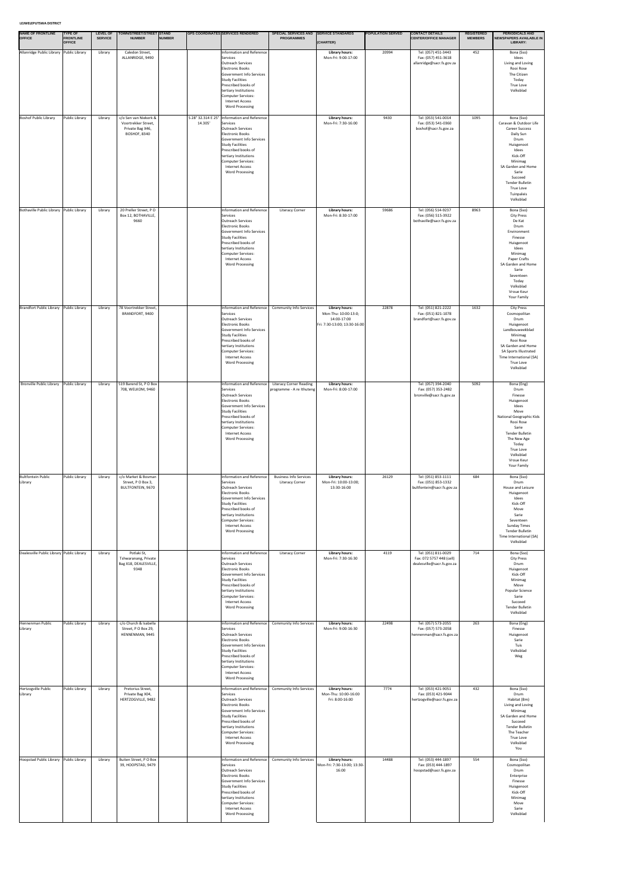**LEJWELEPUTSWA DISTRICT**

| NAME OF FRONTLINE OFFICE | TYPE OF FRONTLINE OFFICE | LEVEL OF SERVICE | TOWN/STREET/STREET NUMBER | STAND NUMBER | GPS COORDINATES | SERVICES RENDERED | SPECIAL SERVICES AND PROGRAMMES | SERVICE STANDARDS (CHARTER) | POPULATION SERVED | CONTACT DETAILS CENTER/OFFICE MANAGER | REGISTERED MEMBERS | PERIODICALS AND NEWSPAPERS AVAILABLE IN LIBRARY: |
|---|---|---|---|---|---|---|---|---|---|---|---|---|
| Allanridge Public Library | Public Library | Library | Caledon Street, ALLANRIDGE, 9490 | | | Information and Reference Services<br>Outreach Services<br>Electronic Books<br>Government Info Services<br>Study Facilities<br>Prescribed books of tertiary Institutions<br>Computer Services:<br>Internet Access<br>Word Processing | | **Library hours:**<br>Mon-Fri: 9:00-17:00 | 20994 | Tel: (057) 451-3443<br>Fax: (057) 451-3618<br>allanridge@sacr.fs.gov.za | 452 | Bona (Sso)<br>Idees<br>Living and Loving<br>Rooi Rose<br>The Citizen<br>Today<br>True Love<br>Volksblad |
| Boshof Public Library | Public Library | Library | c/o Sen van Niekerk & Voortrekker Street, Private Bag X46, BOSHOF, 8340 | | S 28° 32.314 E 25° 14.305' | Information and Reference Services<br>Outreach Services<br>Electronic Books<br>Government Info Services<br>Study Facilities<br>Prescribed books of tertiary Institutions<br>Computer Services:<br>Internet Access<br>Word Processing | | **Library hours:**<br>Mon-Fri: 7:30-16:00 | 9430 | Tel: (053) 541-0014<br>Fax: (053) 541-0360<br>boshof@sacr.fs.gov.za | 1095 | Bona (Sso)<br>Caravan & Outdoor Life<br>Career Success<br>Daily Sun<br>Drum<br>Huisgenoot<br>Idees<br>Kick-Off<br>Minimag<br>SA Garden and Home<br>Sarie<br>Succeed<br>Tender Bulletin<br>True Love<br>Tuinpaleis<br>Volksblad |
| Bothaville Public Library | Public Library | Library | 20 Preller Street, P O Box 12, BOTHAVILLE, 9660 | | | Information and Reference Services<br>Outreach Services<br>Electronic Books<br>Government Info Services<br>Study Facilities<br>Prescribed books of tertiary Institutions<br>Computer Services:<br>Internet Access<br>Word Processing | Literacy Corner | **Library hours:**<br>Mon-Fri: 8:30-17:00 | 59686 | Tel: (056) 514-9237<br>Fax: (056) 515-3922<br>bothaville@sacr.fs.gov.za | 8963 | Bona (Sso)<br>City Press<br>De Kat<br>Drum<br>Environment<br>Finesse<br>Huisgenoot<br>Idees<br>Minimag<br>Paper Crafts<br>SA Garden and Home<br>Sarie<br>Seventeen<br>Today<br>Volksblad<br>Vroue Keur<br>Your Family |
| Brandfort Public Library | Public Library | Library | 78 Voortrekker Street, BRANDFORT, 9400 | | | Information and Reference Services<br>Outreach Services<br>Electronic Books<br>Government Info Services<br>Study Facilities<br>Prescribed books of tertiary Institutions<br>Computer Services:<br>Internet Access<br>Word Processing | Community Info Services | **Library hours:**<br>Mon-Thu: 10:00-13:0; 14:00-17:00<br>Fri: 7:30-13:00; 13:30-16:00 | 22878 | Tel: (051) 821-2222<br>Fax: (051) 821-1078<br>brandfort@sacr.fs.gov.za | 1632 | City Press<br>Cosmopolitan<br>Drum<br>Huisgenoot<br>Landbouweekblad<br>Minimag<br>Rooi Rose<br>SA Garden and Home<br>SA Sports Illustrated<br>Time International (SA)<br>True Love<br>Volksblad |
| Bronville Public Library | Public Library | Library | 519 Barend St, P O Box 708, WELKOM, 9460 | | | Information and Reference Services<br>Outreach Services<br>Electronic Books<br>Government Info Services<br>Study Facilities<br>Prescribed books of tertiary Institutions<br>Computer Services:<br>Internet Access<br>Word Processing | Literacy Corner Reading programme - A re Ithuteng | **Library hours:**<br>Mon-Fri: 8:00-17:00 | | Tel: (057) 394-2040<br>Fax: (057) 353-2482<br>bronville@sacr.fs.gov.za | 5092 | Bona (Eng)<br>Drum<br>Finesse<br>Huisgenoot<br>Idees<br>Move<br>National Geographic Kids<br>Rooi Rose<br>Sarie<br>Tender Bulletin<br>The New Age<br>Today<br>True Love<br>Volksblad<br>Vroue Keur<br>Your Family |
| Bultfontein Public Library | Public Library | Library | c/o Market & Bosman Street, P O Box 3, BULTFONTEIN, 9670 | | | Information and Reference Services<br>Outreach Services<br>Electronic Books<br>Government Info Services<br>Study Facilities<br>Prescribed books of tertiary Institutions<br>Computer Services:<br>Internet Access<br>Word Processing | Business Info Services<br>Literacy Corner | **Library hours:**<br>Mon-Fri: 10:00-13:00; 13:30-16:00 | 26129 | Tel: (051) 853-1111<br>Fax: (051) 853-1332<br>bultfontein@sacr.fs.gov.za | 684 | Bona (Sso)<br>Drum<br>House and Leisure<br>Huisgenoot<br>Idees<br>Kick-Off<br>Move<br>Sarie<br>Seventeen<br>Sunday Times<br>Tender Bulletin<br>Time International (SA)<br>Volksblad |
| Dealesville Public Library | Public Library | Library | Potlaki St, Tshwaranang, Private Bag X18, DEALESVILLE, 9348 | | | Information and Reference Services<br>Outreach Services<br>Electronic Books<br>Government Info Services<br>Study Facilities<br>Prescribed books of tertiary Institutions<br>Computer Services:<br>Internet Access<br>Word Processing | Literacy Corner | **Library hours:**<br>Mon-Fri: 7:30-16:30 | 4119 | Tel: (051) 811-0029<br>Fax: 072 5757 448 (cell)<br>dealesville@sacr.fs.gov.za | 714 | Bona (Sso)<br>City Press<br>Drum<br>Huisgenoot<br>Kick-Off<br>Minimag<br>Move<br>Popular Science<br>Sarie<br>Succeed<br>Tender Bulletin<br>Volksblad |
| Hennenman Public Library | Public Library | Library | c/o Church & Isabella Street, P O Box 29, HENNENMAN, 9445 | | | Information and Reference Services<br>Outreach Services<br>Electronic Books<br>Government Info Services<br>Study Facilities<br>Prescribed books of tertiary Institutions<br>Computer Services:<br>Internet Access<br>Word Processing | Community Info Services | **Library hours:**<br>Mon-Fri: 9:00-16:30 | 22498 | Tel: (057) 573-2055<br>Fax: (057) 573-2058<br>hennenman@sacr.fs.gov.za | 263 | Bona (Eng)<br>Finesse<br>Huisgenoot<br>Sarie<br>Tuis<br>Volksblad<br>Weg |
| Hertzogville Public Library | Public Library | Library | Pretorius Street, Private Bag X04, HERTZOGVILLE, 9482 | | | Information and Reference Services<br>Outreach Services<br>Electronic Books<br>Government Info Services<br>Study Facilities<br>Prescribed books of tertiary Institutions<br>Computer Services:<br>Internet Access<br>Word Processing | Community Info Services | **Library hours:**<br>Mon-Thu: 10:00-16:00<br>Fri: 8:00-16:00 | 7774 | Tel: (053) 421-9051<br>Fax: (053) 421-9044<br>hertzogville@sacr.fs.gov.za | 432 | Bona (Sso)<br>Drum<br>Habitat (Bm)<br>Living and Loving<br>Minimag<br>SA Garden and Home<br>Succeed<br>Tender Bulletin<br>The Teacher<br>True Love<br>Volksblad<br>You |
| Hoopstad Public Library | Public Library | Library | Buiten Street, P O Box 39, HOOPSTAD, 9479 | | | Information and Reference Services<br>Outreach Services<br>Electronic Books<br>Government Info Services<br>Study Facilities<br>Prescribed books of tertiary Institutions<br>Computer Services:<br>Internet Access<br>Word Processing | Community Info Services | **Library hours:**<br>Mon-Fri: 7:30-13:00; 13:30-16:00 | 14488 | Tel: (053) 444-1897<br>Fax: (053) 444-1897<br>hoopstad@sacr.fs.gov.za | 554 | Bona (Sso)<br>Cosmopolitan<br>Drum<br>Enterprise<br>Finesse<br>Huisgenoot<br>Kick-Off<br>Minimag<br>Move<br>Sarie<br>Volksblad |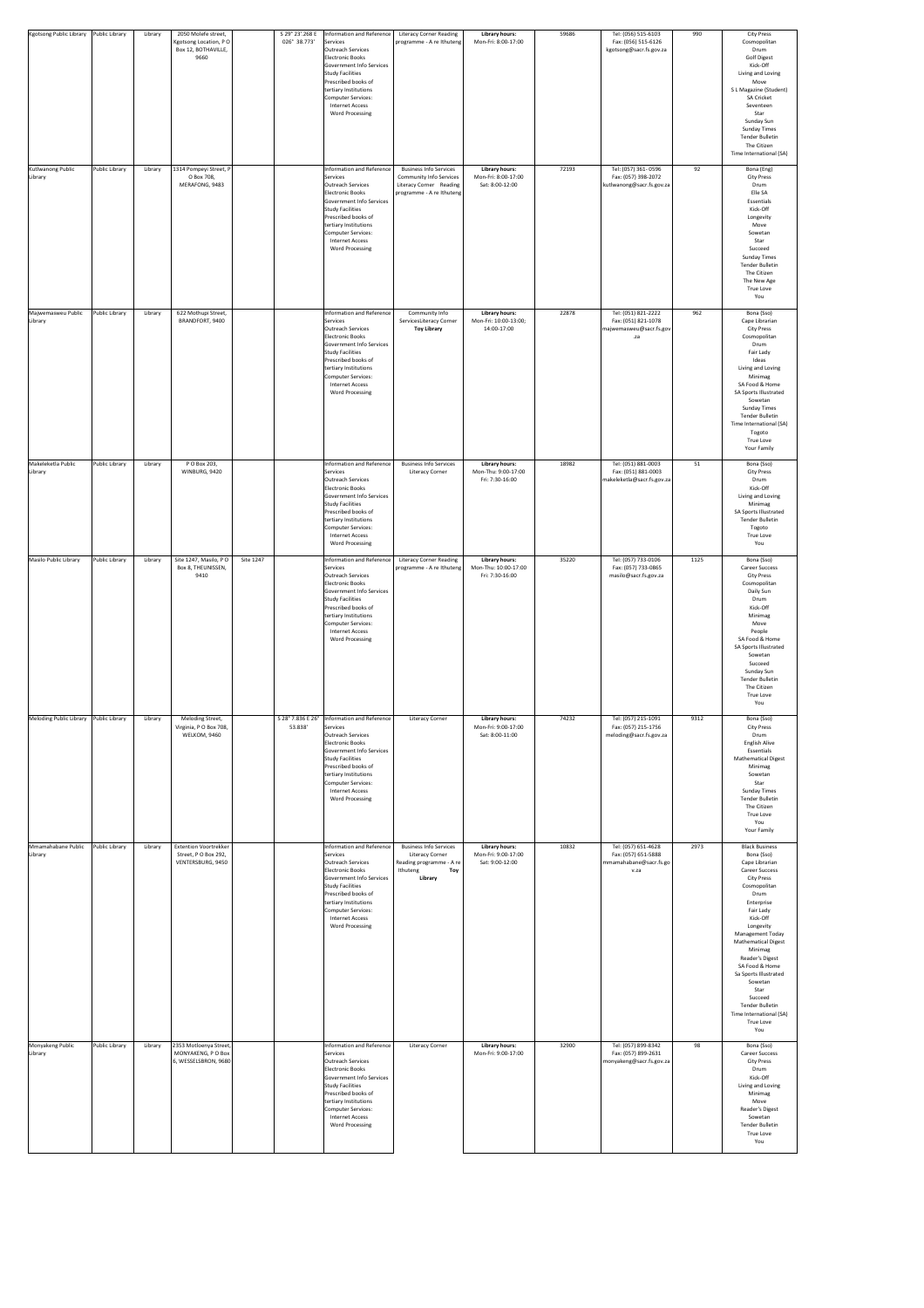| Kgotsong Public Library | Public Library | Library | 2050 Molefe street, Kgotsong Location, P O Box 12, BOTHAVILLE, 9660 | | S 29° 23'.268 E 026° 38.773' | Information and Reference Services<br>Outreach Services<br>Electronic Books<br>Government Info Services<br>Study Facilities<br>Prescribed books of tertiary Institutions<br>Computer Services:<br>Internet Access<br>Word Processing | Literacy Corner Reading programme - A re Ithuteng | **Library hours:**<br>Mon-Fri: 8:00-17:00 | 59686 | Tel: (056) 515-6103<br>Fax: (056) 515-6126<br>kgotsong@sacr.fs.gov.za | 990 | City Press<br>Cosmopolitan<br>Drum<br>Golf Digest<br>Kick-Off<br>Living and Loving<br>Move<br>S L Magazine (Student)<br>SA Cricket<br>Seventeen<br>Star<br>Sunday Sun<br>Sunday Times<br>Tender Bulletin<br>The Citizen<br>Time International (SA) |
|---|---|---|---|---|---|---|---|---|---|---|---|---|
| Kutlwanong Public Library | Public Library | Library | 1314 Pompeyi Street, P O Box 708, MERAFONG, 9483 | | | Information and Reference Services<br>Outreach Services<br>Electronic Books<br>Government Info Services<br>Study Facilities<br>Prescribed books of tertiary Institutions<br>Computer Services:<br>Internet Access<br>Word Processing | Business Info Services<br>Community Info Services<br>Literacy Corner Reading programme - A re Ithuteng | **Library hours:**<br>Mon-Fri: 8:00-17:00<br>Sat: 8:00-12:00 | 72193 | Tel: (057) 361- 0596<br>Fax: (057) 398-2072<br>kutlwanong@sacr.fs.gov.za | 92 | Bona (Eng)<br>City Press<br>Drum<br>Elle SA<br>Essentials<br>Kick-Off<br>Longevity<br>Move<br>Sowetan<br>Star<br>Succeed<br>Sunday Times<br>Tender Bulletin<br>The Citizen<br>The New Age<br>True Love<br>You |
| Majwemasweu Public Library | Public Library | Library | 622 Mothupi Street, BRANDFORT, 9400 | | | Information and Reference Services<br>Outreach Services<br>Electronic Books<br>Government Info Services<br>Study Facilities<br>Prescribed books of tertiary Institutions<br>Computer Services:<br>Internet Access<br>Word Processing | Community Info ServicesLiteracy Corner<br>**Toy Library** | **Library hours:**<br>Mon-Fri: 10:00-13:00; 14:00-17:00 | 22878 | Tel: (051) 821-2222<br>Fax: (051) 821-1078<br>majwemasweu@sacr.fs.gov.za | 962 | Bona (Sso)<br>Cape Librarian<br>City Press<br>Cosmopolitan<br>Drum<br>Fair Lady<br>Ideas<br>Living and Loving<br>Minimag<br>SA Food & Home<br>SA Sports Illustrated<br>Sowetan<br>Sunday Times<br>Tender Bulletin<br>Time International (SA)<br>Togoto<br>True Love<br>Your Family |
| Makeleketla Public Library | Public Library | Library | P O Box 203, WINBURG, 9420 | | | Information and Reference Services<br>Outreach Services<br>Electronic Books<br>Government Info Services<br>Study Facilities<br>Prescribed books of tertiary Institutions<br>Computer Services:<br>Internet Access<br>Word Processing | Business Info Services<br>Literacy Corner | **Library hours:**<br>Mon-Thu: 9:00-17:00<br>Fri: 7:30-16:00 | 18982 | Tel: (051) 881-0003<br>Fax: (051) 881-0003<br>makeleketla@sacr.fs.gov.za | 51 | Bona (Sso)<br>City Press<br>Drum<br>Kick-Off<br>Living and Loving<br>Minimag<br>SA Sports Illustrated<br>Tender Bulletin<br>Togoto<br>True Love<br>You |
| Masilo Public Library | Public Library | Library | Site 1247, Masilo, P O Box 8, THEUNISSEN, 9410 | Site 1247 | | Information and Reference Services<br>Outreach Services<br>Electronic Books<br>Government Info Services<br>Study Facilities<br>Prescribed books of tertiary Institutions<br>Computer Services:<br>Internet Access<br>Word Processing | Literacy Corner Reading programme - A re Ithuteng | **Library hours:**<br>Mon-Thu: 10:00-17:00<br>Fri: 7:30-16:00 | 35220 | Tel: (057) 733-0106<br>Fax: (057) 733-0865<br>masilo@sacr.fs.gov.za | 1125 | Bona (Sso)<br>Career Success<br>City Press<br>Cosmopolitan<br>Daily Sun<br>Drum<br>Kick-Off<br>Minimag<br>Move<br>People<br>SA Food & Home<br>SA Sports Illustrated<br>Sowetan<br>Succeed<br>Sunday Sun<br>Tender Bulletin<br>The Citizen<br>True Love<br>You |
| Meloding Public Library | Public Library | Library | Meloding Street, Virginia, P O Box 708, WELKOM, 9460 | | S 28° 7.836 E 26° 53.838' | Information and Reference Services<br>Outreach Services<br>Electronic Books<br>Government Info Services<br>Study Facilities<br>Prescribed books of tertiary Institutions<br>Computer Services:<br>Internet Access<br>Word Processing | Literacy Corner | **Library hours:**<br>Mon-Fri: 9:00-17:00<br>Sat: 8:00-11:00 | 74232 | Tel: (057) 215-1091<br>Fax: (057) 215-1756<br>meloding@sacr.fs.gov.za | 9312 | Bona (Sso)<br>City Press<br>Drum<br>English Alive<br>Essentials<br>Mathematical Digest<br>Minimag<br>Sowetan<br>Star<br>Sunday Times<br>Tender Bulletin<br>The Citizen<br>True Love<br>You<br>Your Family |
| Mmamahabane Public Library | Public Library | Library | Extention Voortrekker Street, P O Box 292, VENTERSBURG, 9450 | | | Information and Reference Services<br>Outreach Services<br>Electronic Books<br>Government Info Services<br>Study Facilities<br>Prescribed books of tertiary Institutions<br>Computer Services:<br>Internet Access<br>Word Processing | Business Info Services<br>Literacy Corner<br>Reading programme - A re Ithuteng **Toy Library** | **Library hours:**<br>Mon-Fri: 9:00-17:00<br>Sat: 9:00-12:00 | 10832 | Tel: (057) 651-4628<br>Fax: (057) 651-5888<br>mmamahabane@sacr.fs.gov.za | 2973 | Black Business<br>Bona (Sso)<br>Cape Librarian<br>Career Success<br>City Press<br>Cosmopolitan<br>Drum<br>Enterprise<br>Fair Lady<br>Kick-Off<br>Longevity<br>Management Today<br>Mathematical Digest<br>Minimag<br>Reader's Digest<br>SA Food & Home<br>Sa Sports Illustrated<br>Sowetan<br>Star<br>Succeed<br>Tender Bulletin<br>Time International (SA)<br>True Love<br>You |
| Monyakeng Public Library | Public Library | Library | 2353 Motloenya Street, MONYAKENG, P O Box 6, WESSELSBRON, 9680 | | | Information and Reference Services<br>Outreach Services<br>Electronic Books<br>Government Info Services<br>Study Facilities<br>Prescribed books of tertiary Institutions<br>Computer Services:<br>Internet Access<br>Word Processing | Literacy Corner | **Library hours:**<br>Mon-Fri: 9:00-17:00 | 32900 | Tel: (057) 899-8342<br>Fax: (057) 899-2631<br>monyakeng@sacr.fs.gov.za | 98 | Bona (Sso)<br>Career Success<br>City Press<br>Drum<br>Kick-Off<br>Living and Loving<br>Minimag<br>Move<br>Reader's Digest<br>Sowetan<br>Tender Bulletin<br>True Love<br>You |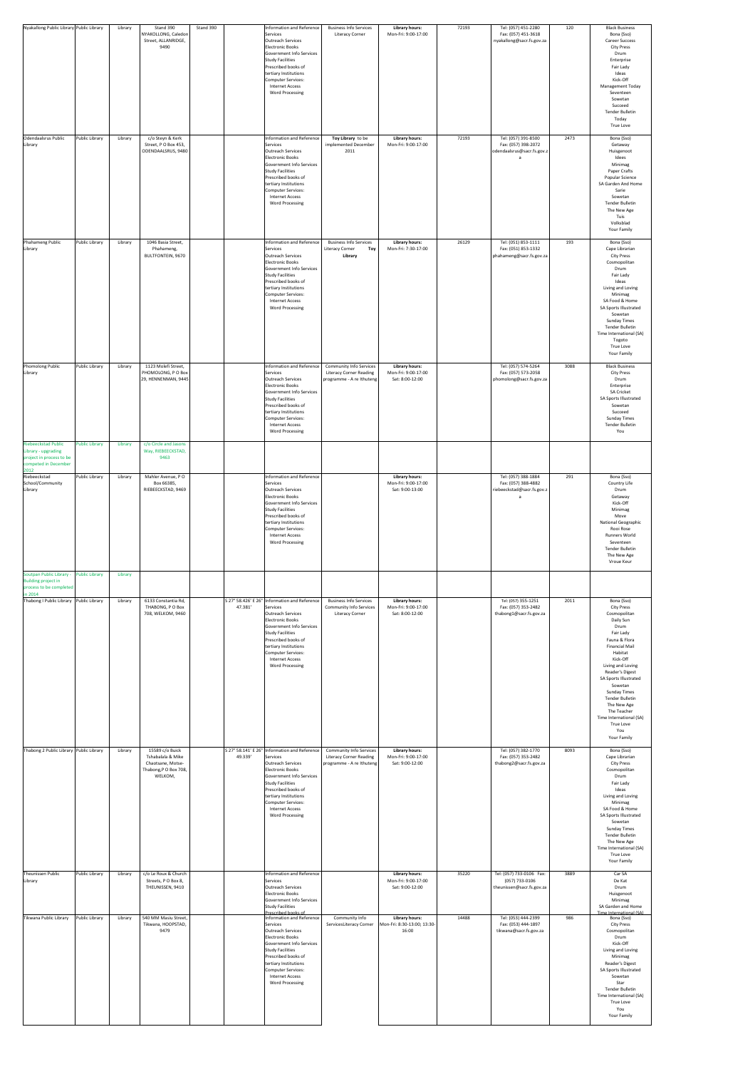| | | | | | | | | | | | |
|---|---|---|---|---|---|---|---|---|---|---|---|
| Nyakallong Public Library | Public Library | Library | Stand 390 NYAKALLONG, Caledon Street, ALLANRIDGE, 9490 | Stand 390 | | Information and Reference Services<br>Outreach Services<br>Electronic Books<br>Government Info Services<br>Study Facilities<br>Prescribed books of tertiary Institutions<br>Computer Services:<br>Internet Access<br>Word Processing | Business Info Services<br>Literacy Corner | **Library hours:**<br>Mon-Fri: 9:00-17:00 | 72193 | Tel: (057) 451-2280<br>Fax: (057) 451-3618<br>nyakallong@sacr.fs.gov.za | 120 | Black Business<br>Bona (Sso)<br>Career Success<br>City Press<br>Drum<br>Enterprise<br>Fair Lady<br>Ideas<br>Kick-Off<br>Management Today<br>Seventeen<br>Sowetan<br>Succeed<br>Tender Bulletin<br>Today<br>True Love |
| Odendaalsrus Public Library | Public Library | Library | c/o Steyn & Kerk Street, P O Box 453, ODENDAALSRUS, 9480 | | | Information and Reference Services<br>Outreach Services<br>Electronic Books<br>Government Info Services<br>Study Facilities<br>Prescribed books of tertiary Institutions<br>Computer Services:<br>Internet Access<br>Word Processing | **Toy Library** to be implemented December 2011 | **Library hours:**<br>Mon-Fri: 9:00-17:00 | 72193 | Tel: (057) 391-8500<br>Fax: (057) 398-2072<br>odendaalsrus@sacr.fs.gov.za | 2473 | Bona (Sso)<br>Getaway<br>Huisgenoot<br>Idees<br>Minimag<br>Paper Crafts<br>Popular Science<br>SA Garden And Home<br>Sarie<br>Sowetan<br>Tender Bulletin<br>The New Age<br>Tuis<br>Volksblad<br>Your Family |
| Phahameng Public Library | Public Library | Library | 1046 Basia Street, Phahameng, BULTFONTEIN, 9670 | | | Information and Reference Services<br>Outreach Services<br>Electronic Books<br>Government Info Services<br>Study Facilities<br>Prescribed books of tertiary Institutions<br>Computer Services:<br>Internet Access<br>Word Processing | Business Info Services<br>Literacy Corner **Toy Library** | **Library hours:**<br>Mon-Fri: 7:30-17:00 | 26129 | Tel: (051) 853-1111<br>Fax: (051) 853-1332<br>phahameng@sacr.fs.gov.za | 193 | Bona (Sso)<br>Cape Librarian<br>City Press<br>Cosmopolitan<br>Drum<br>Fair Lady<br>Ideas<br>Living and Loving<br>Minimag<br>SA Food & Home<br>SA Sports Illustrated<br>Sowetan<br>Sunday Times<br>Tender Bulletin<br>Time International (SA)<br>Togoto<br>True Love<br>Your Family |
| Phomolong Public Library | Public Library | Library | 1123 Molefi Street, PHOMOLONG, P O Box 29, HENNENMAN, 9445 | | | Information and Reference Services<br>Outreach Services<br>Electronic Books<br>Government Info Services<br>Study Facilities<br>Prescribed books of tertiary Institutions<br>Computer Services:<br>Internet Access<br>Word Processing | Community Info Services<br>Literacy Corner Reading programme - A re Ithuteng | **Library hours:**<br>Mon-Fri: 9:00-17:00<br>Sat: 8:00-12:00 | | Tel: (057) 574-5264<br>Fax: (057) 573-2058<br>phomolong@sacr.fs.gov.za | 3088 | Black Business<br>City Press<br>Drum<br>Enterprise<br>SA Cricket<br>SA Sports Illustrated<br>Sowetan<br>Succeed<br>Sunday Times<br>Tender Bulletin<br>You |
| Riebeeckstad Public Library - upgrading project in process to be competed in December 2012 | Public Library | Library | c/o Circle and Jasons Way, RIEBEECKSTAD, 9463 | | | | | | | | | |
| Riebeeckstad School/Community Library | Public Library | Library | Mahler Avenue, P O Box 66385, RIEBEECKSTAD, 9469 | | | Information and Reference Services<br>Outreach Services<br>Electronic Books<br>Government Info Services<br>Study Facilities<br>Prescribed books of tertiary Institutions<br>Computer Services:<br>Internet Access<br>Word Processing | | **Library hours:**<br>Mon-Fri: 9:00-17:00<br>Sat: 9:00-13:00 | | Tel: (057) 388-1884<br>Fax: (057) 388-4882<br>riebeeckstad@sacr.fs.gov.za | 291 | Bona (Sso)<br>Country Life<br>Drum<br>Getaway<br>Kick-Off<br>Minimag<br>Move<br>National Geographic<br>Rooi Rose<br>Runners World<br>Seventeen<br>Tender Bulletin<br>The New Age<br>Vroue Keur |
| Soutpan Public Library - Building project in process to be completed in 2014 | Public Library | Library | | | | | | | | | | |
| Thabong I Public Library | Public Library | Library | 6133 Constantia Rd, THABONG, P O Box 708, WELKOM, 9460 | | S 27° 58.426' E 26° 47.381' | Information and Reference Services<br>Outreach Services<br>Electronic Books<br>Government Info Services<br>Study Facilities<br>Prescribed books of tertiary Institutions<br>Computer Services:<br>Internet Access<br>Word Processing | Business Info Services<br>Community Info Services<br>Literacy Corner | **Library hours:**<br>Mon-Fri: 9:00-17:00<br>Sat: 8:00-12:00 | | Tel: (057) 355-1251<br>Fax: (057) 353-2482<br>thabong1@sacr.fs.gov.za | 2011 | Bona (Sso)<br>City Press<br>Cosmopolitan<br>Daily Sun<br>Drum<br>Fair Lady<br>Fauna & Flora<br>Financial Mail<br>Habitat<br>Kick-Off<br>Living and Loving<br>Reader's Digest<br>SA Sports Illustrated<br>Sowetan<br>Sunday Times<br>Tender Bulletin<br>The New Age<br>The Teacher<br>Time International (SA)<br>True Love<br>You<br>Your Family |
| Thabong 2 Public Library | Public Library | Library | 15589 c/o Buick Tshabalala & Mike Chaotsane, Motse-Thabong,P O Box 708, WELKOM, | | S 27° 58.141' E 26° 49.339' | Information and Reference Services<br>Outreach Services<br>Electronic Books<br>Government Info Services<br>Study Facilities<br>Prescribed books of tertiary Institutions<br>Computer Services:<br>Internet Access<br>Word Processing | Community Info Services<br>Literacy Corner Reading programme - A re Ithuteng | **Library hours:**<br>Mon-Fri: 9:00-17:00<br>Sat: 9:00-12:00 | | Tel: (057) 382-1770<br>Fax: (057) 353-2482<br>thabong2@sacr.fs.gov.za | 8093 | Bona (Sso)<br>Cape Librarian<br>City Press<br>Cosmopolitan<br>Drum<br>Fair Lady<br>Ideas<br>Living and Loving<br>Minimag<br>SA Food & Home<br>SA Sports Illustrated<br>Sowetan<br>Sunday Times<br>Tender Bulletin<br>The New Age<br>Time International (SA)<br>True Love<br>Your Family |
| Theunissen Public Library | Public Library | Library | c/o Le Roux & Church Streets, P O Box 8, THEUNISSEN, 9410 | | | Information and Reference Services<br>Outreach Services<br>Electronic Books<br>Government Info Services<br>Study Facilities<br>Prescribed books of | | **Library hours:**<br>Mon-Fri: 9:00-17:00<br>Sat: 9:00-12:00 | 35220 | Tel: (057) 733-0106 Fax: (057) 733-0106<br>theunissen@sacr.fs.gov.za | 3889 | Car SA<br>De Kat<br>Drum<br>Huisgenoot<br>Minimag<br>SA Garden and Home<br>Time International (SA) |
| Tikwana Public Library | Public Library | Library | 540 MM Masiu Street, Tikwana, HOOPSTAD, 9479 | | | Information and Reference Services<br>Outreach Services<br>Electronic Books<br>Government Info Services<br>Study Facilities<br>Prescribed books of tertiary Institutions<br>Computer Services:<br>Internet Access<br>Word Processing | Community Info ServicesLiteracy Corner | **Library hours:**<br>Mon-Fri: 8:30-13:00; 13:30-16:00 | 14488 | Tel: (053) 444-2399<br>Fax: (053) 444-1897<br>tikwana@sacr.fs.gov.za | 986 | Bona (Sso)<br>City Press<br>Cosmopolitan<br>Drum<br>Kick-Off<br>Living and Loving<br>Minimag<br>Reader's Digest<br>SA Sports Illustrated<br>Sowetan<br>Star<br>Tender Bulletin<br>Time International (SA)<br>True Love<br>You<br>Your Family |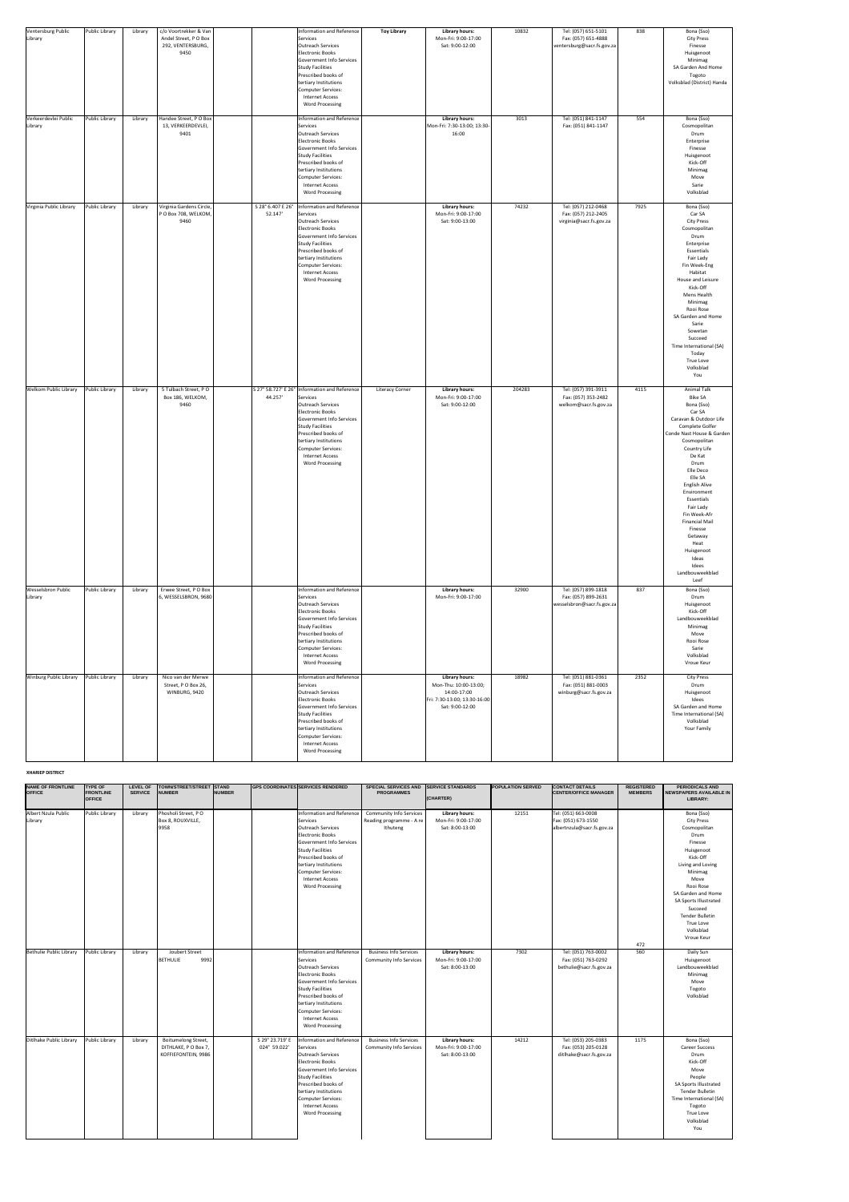| Ventersburg Public Library | Public Library | Library | c/o Voortrekker & Van Andel Street, P O Box 292, VENTERSBURG, 9450 | | | Information and Reference Services<br>Outreach Services<br>Electronic Books<br>Government Info Services<br>Study Facilities<br>Prescribed books of tertiary Institutions<br>Computer Services:<br>Internet Access<br>Word Processing | Toy Library | Library hours:<br>Mon-Fri: 9:00-17:00<br>Sat: 9:00-12:00 | 10832 | Tel: (057) 651-5101<br>Fax: (057) 651-4888<br>ventersburg@sacr.fs.gov.za | 838 | Bona (Sso)<br>City Press<br>Finesse<br>Huisgenoot<br>Minimag<br>SA Garden And Home<br>Togoto<br>Volksblad (District) Handa |
|---|---|---|---|---|---|---|---|---|---|---|---|---|
| Verkeerdevlei Public Library | Public Library | Library | Handee Street, P O Box 13, VERKEERDEVLEI, 9401 | | | Information and Reference Services<br>Outreach Services<br>Electronic Books<br>Government Info Services<br>Study Facilities<br>Prescribed books of tertiary Institutions<br>Computer Services:<br>Internet Access<br>Word Processing | | Library hours:<br>Mon-Fri: 7:30-13:00; 13:30-16:00 | 3013 | Tel: (051) 841-1147<br>Fax: (051) 841-1147 | 554 | Bona (Sso)<br>Cosmopolitan<br>Drum<br>Enterprise<br>Finesse<br>Huisgenoot<br>Kick-Off<br>Minimag<br>Move<br>Sarie<br>Volksblad |
| Virginia Public Library | Public Library | Library | Virginia Gardens Circle, P O Box 708, WELKOM, 9460 | | S 28° 6.407 E 26° 52.147' | Information and Reference Services<br>Outreach Services<br>Electronic Books<br>Government Info Services<br>Study Facilities<br>Prescribed books of tertiary Institutions<br>Computer Services:<br>Internet Access<br>Word Processing | | Library hours:<br>Mon-Fri: 9:00-17:00<br>Sat: 9:00-13:00 | 74232 | Tel: (057) 212-0468<br>Fax: (057) 212-2405<br>virginia@sacr.fs.gov.za | 7925 | Bona (Sso)<br>Car SA<br>City Press<br>Cosmopolitan<br>Drum<br>Enterprise<br>Essentials<br>Fair Lady<br>Fin Week-Eng<br>Habitat<br>House and Leisure<br>Kick-Off<br>Mens Health<br>Minimag<br>Rooi Rose<br>SA Garden and Home<br>Sarie<br>Sowetan<br>Succeed<br>Time International (SA)<br>Today<br>True Love<br>Volksblad<br>You |
| Welkom Public Library | Public Library | Library | S Tulbach Street, P O Box 186, WELKOM, 9460 | | S 27° 58.727' E 26° 44.257' | Information and Reference Services<br>Outreach Services<br>Electronic Books<br>Government Info Services<br>Study Facilities<br>Prescribed books of tertiary Institutions<br>Computer Services:<br>Internet Access<br>Word Processing | Literacy Corner | Library hours:<br>Mon-Fri: 9:00-17:00<br>Sat: 9:00-12:00 | 204283 | Tel: (057) 391-3911<br>Fax: (057) 353-2482<br>welkom@sacr.fs.gov.za | 4115 | Animal Talk<br>Bike SA<br>Bona (Sso)<br>Car SA<br>Caravan & Outdoor Life<br>Complete Golfer<br>Conde Nast House & Garden<br>Cosmopolitan<br>Country Life<br>De Kat<br>Drum<br>Elle Deco<br>Elle SA<br>English Alive<br>Environment<br>Essentials<br>Fair Lady<br>Fin Week-Afr<br>Financial Mail<br>Finesse<br>Getaway<br>Heat<br>Huisgenoot<br>Ideas<br>Idees<br>Landbouweekblad<br>Leef |
| Wesselsbron Public Library | Public Library | Library | Erwee Street, P O Box 6, WESSELSBRON, 9680 | | | Information and Reference Services<br>Outreach Services<br>Electronic Books<br>Government Info Services<br>Study Facilities<br>Prescribed books of tertiary Institutions<br>Computer Services:<br>Internet Access<br>Word Processing | | Library hours:<br>Mon-Fri: 9:00-17:00 | 32900 | Tel: (057) 899-1818<br>Fax: (057) 899-2631<br>wesselsbron@sacr.fs.gov.za | 837 | Bona (Sso)<br>Drum<br>Huisgenoot<br>Kick-Off<br>Landbouweekblad<br>Minimag<br>Move<br>Rooi Rose<br>Sarie<br>Volksblad<br>Vroue Keur |
| Winburg Public Library | Public Library | Library | Nico van der Merwe Street, P O Box 26, WINBURG, 9420 | | | Information and Reference Services<br>Outreach Services<br>Electronic Books<br>Government Info Services<br>Study Facilities<br>Prescribed books of tertiary Institutions<br>Computer Services:<br>Internet Access<br>Word Processing | | Library hours:<br>Mon-Thu: 10:00-13:00; 14:00-17:00<br>Fri: 7:30-13:00; 13:30-16:00<br>Sat: 9:00-12:00 | 18982 | Tel: (051) 881-0361<br>Fax: (051) 881-0003<br>winburg@sacr.fs.gov.za | 2352 | City Press<br>Drum<br>Huisgenoot<br>Idees<br>SA Garden and Home<br>Time International (SA)<br>Volksblad<br>Your Family |

**XHARIEP DISTRICT**

| NAME OF FRONTLINE OFFICE | TYPE OF FRONTLINE OFFICE | LEVEL OF SERVICE | TOWN/STREET/STREET NUMBER | STAND NUMBER | GPS COORDINATES | SERVICES RENDERED | SPECIAL SERVICES AND PROGRAMMES | SERVICE STANDARDS (CHARTER) | POPULATION SERVED | CONTACT DETAILS CENTER/OFFICE MANAGER | REGISTERED MEMBERS | PERIODICALS AND NEWSPAPERS AVAILABLE IN LIBRARY: |
|---|---|---|---|---|---|---|---|---|---|---|---|---|
| Albert Nzula Public Library | Public Library | Library | Phosholi Street, P O Box 8, ROUXVILLE, 9958 | | | Information and Reference Services<br>Outreach Services<br>Electronic Books<br>Government Info Services<br>Study Facilities<br>Prescribed books of tertiary Institutions<br>Computer Services:<br>Internet Access<br>Word Processing | Community Info Services<br>Reading programme - A re Ithuteng | Library hours:<br>Mon-Fri: 9:00-17:00<br>Sat: 8:00-13:00 | 12151 | Tel: (051) 663-0008<br>Fax: (051) 673-1550<br>albertnzula@sacr.fs.gov.za | 472 | Bona (Sso)<br>City Press<br>Cosmopolitan<br>Drum<br>Finesse<br>Huisgenoot<br>Kick-Off<br>Living and Loving<br>Minimag<br>Move<br>Rooi Rose<br>SA Garden and Home<br>SA Sports Illustrated<br>Succeed<br>Tender Bulletin<br>True Love<br>Volksblad<br>Vroue Keur |
| Bethulie Public Library | Public Library | Library | Joubert Street BETHULIE 9992 | | | Information and Reference Services<br>Outreach Services<br>Electronic Books<br>Government Info Services<br>Study Facilities<br>Prescribed books of tertiary Institutions<br>Computer Services:<br>Internet Access<br>Word Processing | Business Info Services<br>Community Info Services | Library hours:<br>Mon-Fri: 9:00-17:00<br>Sat: 8:00-13:00 | 7302 | Tel: (051) 763-0002<br>Fax: (051) 763-0292<br>bethulie@sacr.fs.gov.za | 560 | Daily Sun<br>Huisgenoot<br>Landbouweekblad<br>Minimag<br>Move<br>Togoto<br>Volksblad |
| Ditlhake Public Library | Public Library | Library | Boitumelong Street, DITHLAKE, P O Box 7, KOFFIEFONTEIN, 9986 | | S 29° 23.719' E 024° 59.022' | Information and Reference Services<br>Outreach Services<br>Electronic Books<br>Government Info Services<br>Study Facilities<br>Prescribed books of tertiary Institutions<br>Computer Services:<br>Internet Access<br>Word Processing | Business Info Services<br>Community Info Services | Library hours:<br>Mon-Fri: 9:00-17:00<br>Sat: 8:00-13:00 | 14212 | Tel: (053) 205-0383<br>Fax: (053) 205-0128<br>ditlhake@sacr.fs.gov.za | 1175 | Bona (Sso)<br>Career Success<br>Drum<br>Kick-Off<br>Move<br>People<br>SA Sports Illustrated<br>Tender Bulletin<br>Time International (SA)<br>Togoto<br>True Love<br>Volksblad<br>You |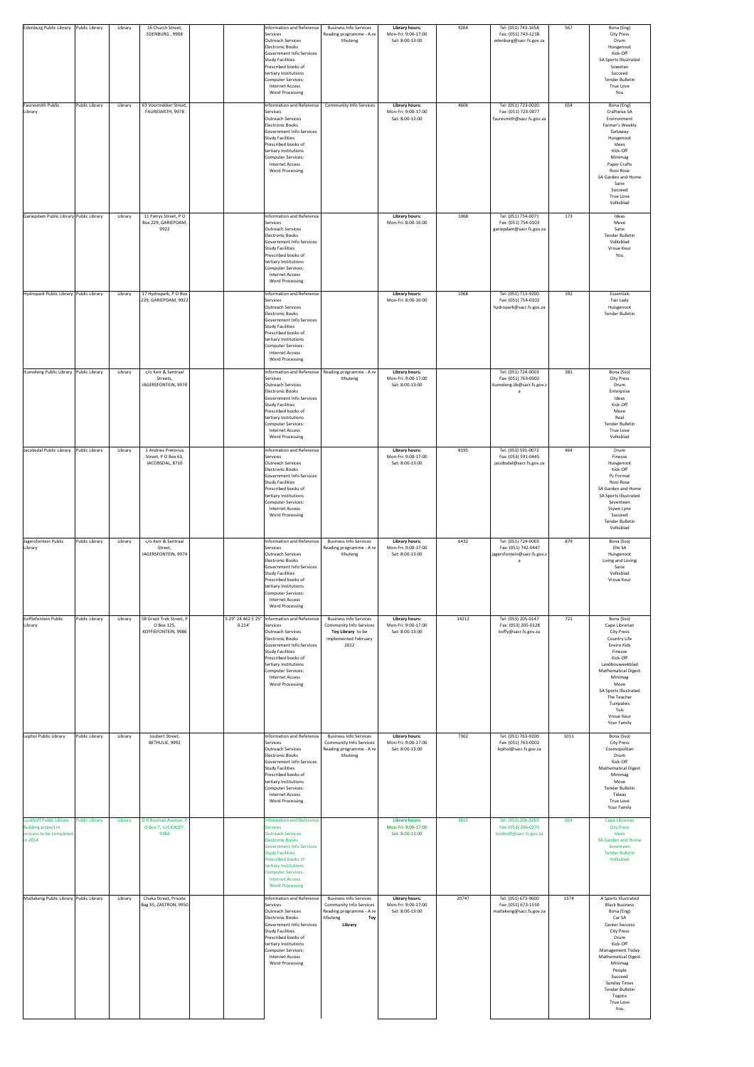| Edenburg Public Library | Public Library | Library | 16 Church Street, EDENBURG , 9908 | | | Information and Reference Services<br>Outreach Services<br>Electronic Books<br>Government Info Services<br>Study Facilities<br>Prescribed books of tertiary Insititutions<br>Computer Services:<br>Internet Access<br>Word Processing | Business Info Services<br>Reading programme - A re Ithuteng | **Library hours:**<br>Mon-Fri: 9:00-17:00<br>Sat: 8:00-13:00 | 9264 | Tel: (051) 743-1658<br>Fax: (051) 743-1218<br>edenburg@sacr.fs.gov.za | 567 | Bona (Eng)<br>City Press<br>Drum<br>Huisgenoot<br>Kick-Off<br>SA Sports Illustrated<br>Sowetan<br>Succeed<br>Tender Bulletin<br>True Love<br>You |
|---|---|---|---|---|---|---|---|---|---|---|---|---|
| Fauresmith Public Library | Public Library | Library | 63 Voortrekker Street, FAURESMITH, 9978 | | | Information and Reference Services<br>Outreach Services<br>Electronic Books<br>Government Info Services<br>Study Facilities<br>Prescribed books of tertiary Insititutions<br>Computer Services:<br>Internet Access<br>Word Processing | Community Info Services | **Library hours:**<br>Mon-Fri: 9:00-17:00<br>Sat: 8:00-13:00 | 4606 | Tel: (051) 723-0020<br>Fax: (051) 723-0077<br>fauresmith@sacr.fs.gov.za | 654 | Bona (Eng)<br>Craftwise SA<br>Environment<br>Farmer's Weekly<br>Getaway<br>Huisgenoot<br>Idees<br>Kick-Off<br>Minimag<br>Paper Crafts<br>Rooi Rose<br>SA Garden and Home<br>Sarie<br>Succeed<br>True Love<br>Volksblad |
| Gariepdam Public Library | Public Library | Library | 11 Patrys Street, P O Box 229, GARIEPDAM, 9922 | | | Information and Reference Services<br>Outreach Services<br>Electronic Books<br>Government Info Services<br>Study Facilities<br>Prescribed books of tertiary Insititutions<br>Computer Services:<br>Internet Access<br>Word Processing | | **Library hours:**<br>Mon-Fri: 8:00-16:00 | 1068 | Tel: (051) 754-0071<br>Fax: (051) 754-0103<br>gariepdam@sacr.fs.gov.za | 173 | Ideas<br>Move<br>Sarie<br>Tender Bulletin<br>Volksblad<br>Vroue Keur<br>You |
| Hydropark Public Library | Public Library | Library | 17 Hydropark, P O Box 229, GARIEPDAM, 9922 | | | Information and Reference Services<br>Outreach Services<br>Electronic Books<br>Government Info Services<br>Study Facilities<br>Prescribed books of tertiary Insititutions<br>Computer Services:<br>Internet Access<br>Word Processing | | **Library hours:**<br>Mon-Fri: 8:00-16:00 | 1068 | Tel: (051) 713-9200<br>Fax: (051) 754-0102<br>hydropark@sacr.fs.gov.za | 192 | Essentials<br>Fair Lady<br>Huisgenoot<br>Tender Bulletin |
| Itumeleng Public Library | Public Library | Library | c/o Kerr & Sentraal Streets, JAGERSFONTEIN, 9970 | | | Information and Reference Services<br>Outreach Services<br>Electronic Books<br>Government Info Services<br>Study Facilities<br>Prescribed books of tertiary Insititutions<br>Computer Services:<br>Internet Access<br>Word Processing | Reading programme - A re Ithuteng | **Library hours:**<br>Mon-Fri: 9:00-17:00<br>Sat: 8:00-13:00 | | Tel: (051) 724-0003<br>Fax: (051) 763-0002<br>itumeleng.lib@sacr.fs.gov.za | 381 | Bona (Sso)<br>City Press<br>Drum<br>Enterprise<br>Ideas<br>Kick-Off<br>Move<br>Real<br>Tender Bulletin<br>True Love<br>Volksblad |
| Jacobsdal Public Library | Public Library | Library | 1 Andries Pretorius Street, P O Box 63, JACOBSDAL, 8710 | | | Information and Reference Services<br>Outreach Services<br>Electronic Books<br>Government Info Services<br>Study Facilities<br>Prescribed books of tertiary Insititutions<br>Computer Services:<br>Internet Access<br>Word Processing | | **Library hours:**<br>Mon-Fri: 9:00-17:00<br>Sat: 8:00-13:00 | 8195 | Tel: (053) 591-0072<br>Fax: (053) 591-0445<br>jacobsdal@sacr.fs.gov.za | 464 | Drum<br>Finesse<br>Huisgenoot<br>Kick-Off<br>Pc Format<br>Rooi Rose<br>SA Garden and Home<br>SA Sports Illustrated<br>Seventeen<br>Stywe Lyne<br>Succeed<br>Tender Bulletin<br>Volksblad |
| Jagersfontein Public Library | Public Library | Library | c/o Kerr & Sentraal Street, JAGERSFONTEIN, 9974 | | | Information and Reference Services<br>Outreach Services<br>Electronic Books<br>Government Info Services<br>Study Facilities<br>Prescribed books of tertiary Insititutions<br>Computer Services:<br>Internet Access<br>Word Processing | Business Info Services<br>Reading programme - A re Ithuteng | **Library hours:**<br>Mon-Fri: 9:00-17:00<br>Sat: 8:00-13:00 | 6432 | Tel: (051) 724-0003<br>Fax: (051) 742-0447<br>jagersfontein@sacr.fs.gov.za | 879 | Bona (Sso)<br>Elle SA<br>Huisgenoot<br>Living and Loving<br>Sarie<br>Volksblad<br>Vroue Keur |
| Koffiefontein Public Library | Public Library | Library | 58 Groot Trek Street, P O Box 125, KOFFIEFONTEIN, 9986 | | S 29° 24.462 E 25° 0.214' | Information and Reference Services<br>Outreach Services<br>Electronic Books<br>Government Info Services<br>Study Facilities<br>Prescribed books of tertiary Insititutions<br>Computer Services:<br>Internet Access<br>Word Processing | Business Info Services<br>Reading programme - A re Ithuteng<br>**Toy Library** to be implemented February 2012 | **Library hours:**<br>Mon-Fri: 9:00-17:00<br>Sat: 8:00-13:00 | 14212 | Tel: (053) 205-0147<br>Fax: (053) 205-0128<br>koffy@sacr.fs.gov.za | 721 | Bona (Sso)<br>Cape Librarian<br>City Press<br>Country Life<br>Enviro Kids<br>Finesse<br>Kick-Off<br>Landbouweekblad<br>Mathematical Digest<br>Minimag<br>Move<br>SA Sports Illustrated<br>The Teacher<br>Tuinpaleis<br>Tuis<br>Vroue Keur<br>Your Family |
| Lephoi Public Library | Public Library | Library | Joubert Street, BETHULIE, 9992 | | | Information and Reference Services<br>Outreach Services<br>Electronic Books<br>Government Info Services<br>Study Facilities<br>Prescribed books of tertiary Insititutions<br>Computer Services:<br>Internet Access<br>Word Processing | Business Info Services<br>Community Info Services<br>Reading programme - A re Ithuteng | **Library hours:**<br>Mon-Fri: 9:00-17:00<br>Sat: 8:00-13:00 | 7302 | Tel: (051) 763-9200<br>Fax: (051) 763-0002<br>lephoi@sacr.fs.gov.za | 1011 | Bona (Sso)<br>City Press<br>Cosmopolitan<br>Drum<br>Kick-Off<br>Mathematical Digest<br>Minimag<br>Move<br>Tender Bulletin<br>Tideas<br>True Love<br>Your Family |
| Luckhoff Public Library - Building project in process to be completed in 2014 | Public Library | Library | D R Bosman Avenue, P O Box 7, LUCKHOFF, 9982 | | | Information and Reference Services<br>Outreach Services<br>Electronic Books<br>Government Info Services<br>Study Facilities<br>Prescribed books of tertiary Insititutions<br>Computer Services:<br>Internet Access<br>Word Processing | | **Library hours:**<br>Mon-Fri: 9:00-17:00<br>Sat: 8:00-13:00 | 3815 | Tel: (053) 206-0269<br>Fax: (053) 206-0271<br>luckhoff@sacr.fs.gov.za | 664 | Cape Librarian<br>City Press<br>Idees<br>SA Garden and Home<br>Seventeen<br>Tender Bulletin<br>Volksblad |
| Matlakeng Public Library | Public Library | Library | Chaka Street, Private Bag X5, ZASTRON, 9950 | | | Information and Reference Services<br>Outreach Services<br>Electronic Books<br>Government Info Services<br>Study Facilities<br>Prescribed books of tertiary Insititutions<br>Computer Services:<br>Internet Access<br>Word Processing | Business Info Services<br>Community Info Services<br>Reading programme - A re Ithuteng **Toy Library** | **Library hours:**<br>Mon-Fri: 9:00-17:00<br>Sat: 8:00-13:00 | 20747 | Tel: (051) 673-9600<br>Fax: (051) 673-1550<br>matlakeng@sacr.fs.gov.za | 1374 | A Sports Illustrated<br>Black Business<br>Bona (Eng)<br>Car SA<br>Career Success<br>City Press<br>Drum<br>Kick-Off<br>Management Today<br>Mathematical Digest<br>Minimag<br>People<br>Succeed<br>Sunday Times<br>Tender Bulletin<br>Topito<br>True Love<br>You |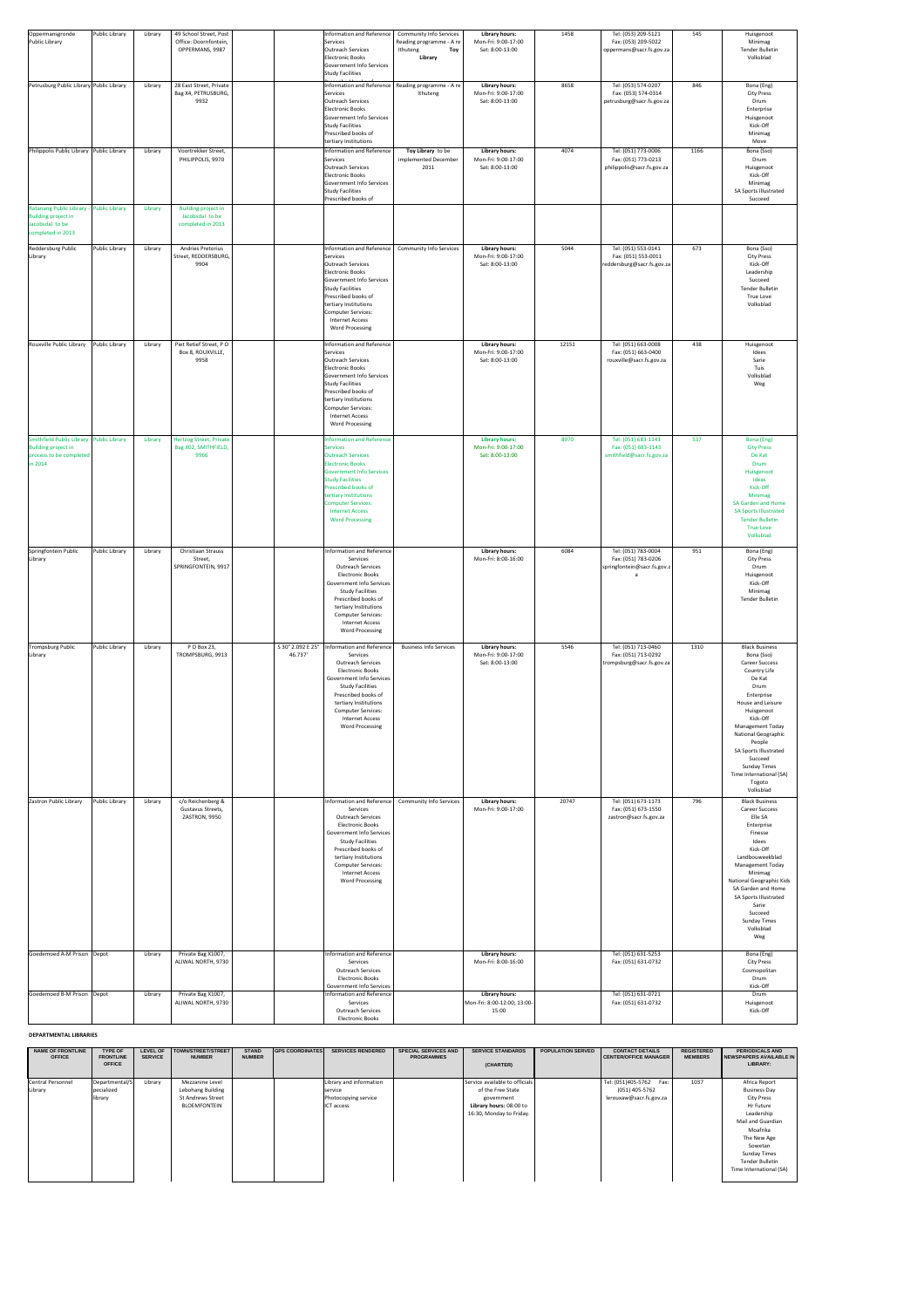| Oppermansgronde Public Library | Public Library | Library | 49 School Street, Post Office: Doornfontein, OPPERMANS, 9987 | | | Information and Reference Services<br>Outreach Services<br>Electronic Books<br>Government Info Services<br>Study Facilities | Community Info Services<br>Reading programme - A re Ithuteng Toy Library | **Library hours:**<br>Mon-Fri: 9:00-17:00<br>Sat: 8:00-13:00 | 1458 | Tel: (053) 209-5121<br>Fax: (053) 209-5022<br>oppermans@sacr.fs.gov.za | 545 | Huisgenoot<br>Minimag<br>Tender Bulletin<br>Volksblad |
|---|---|---|---|---|---|---|---|---|---|---|---|---|
| Petrusburg Public Library | Public Library | Library | 28 East Street, Private Bag X4, PETRUSBURG, 9932 | | | Information and Reference Services<br>Outreach Services<br>Electronic Books<br>Government Info Services<br>Study Facilities<br>Prescribed books of tertiary Institutions | Reading programme - A re Ithuteng | **Library hours:**<br>Mon-Fri: 9:00-17:00<br>Sat: 8:00-13:00 | 8658 | Tel: (053) 574-0207<br>Fax: (053) 574-0314<br>petrusburg@sacr.fs.gov.za | 846 | Bona (Eng)<br>City Press<br>Drum<br>Enterprise<br>Huisgenoot<br>Kick-Off<br>Minimag<br>Move |
| Philippolis Public Library | Public Library | Library | Voortrekker Street, PHILIPPOLIS, 9970 | | | Information and Reference Services<br>Outreach Services<br>Electronic Books<br>Government Info Services<br>Study Facilities<br>Prescribed books of | **Toy Library** to be implemented December 2011 | **Library hours:**<br>Mon-Fri: 9:00-17:00<br>Sat: 8:00-13:00 | 4074 | Tel: (051) 773-0006<br>Fax: (051) 773-0213<br>philippolis@sacr.fs.gov.za | 1166 | Bona (Sso)<br>Drum<br>Huisgenoot<br>Kick-Off<br>Minimag<br>SA Sports Illustrated<br>Succeed |
| Ratanang Public Library - Building project in Jacobsdal to be completed in 2013 | Public Library | Library | Building project in Jacobsdal to be completed in 2013 | | | | | | | | | |
| Reddersburg Public Library | Public Library | Library | Andries Pretorius Street, REDDERSBURG, 9904 | | | Information and Reference Services<br>Outreach Services<br>Electronic Books<br>Government Info Services<br>Study Facilities<br>Prescribed books of tertiary Institutions<br>Computer Services:<br>Internet Access<br>Word Processing | Community Info Services | **Library hours:**<br>Mon-Fri: 9:00-17:00<br>Sat: 8:00-13:00 | 5044 | Tel: (051) 553-0141<br>Fax: (051) 553-0011<br>reddersburg@sacr.fs.gov.za | 673 | Bona (Sso)<br>City Press<br>Kick-Off<br>Leadership<br>Succeed<br>Tender Bulletin<br>True Love<br>Volksblad |
| Rouxville Public Library | Public Library | Library | Piet Retief Street, P O Box 8, ROUXVILLE, 9958 | | | Information and Reference Services<br>Outreach Services<br>Electronic Books<br>Government Info Services<br>Study Facilities<br>Prescribed books of tertiary Institutions<br>Computer Services:<br>Internet Access<br>Word Processing | | **Library hours:**<br>Mon-Fri: 9:00-17:00<br>Sat: 8:00-13:00 | 12151 | Tel: (051) 663-0008<br>Fax: (051) 663-0400<br>rouxville@sacr.fs.gov.za | 438 | Huisgenoot<br>Idees<br>Sarie<br>Tuis<br>Volksblad<br>Weg |
| Smithfield Public Library - Building project in process to be completed in 2014 | Public Library | Library | Hertzog Street, Private Bag X02, SMITHFIELD, 9966 | | | Information and Reference Services<br>Outreach Services<br>Electronic Books<br>Government Info Services<br>Study Facilities<br>Prescribed books of tertiary Institutions<br>Computer Services:<br>Internet Access<br>Word Processing | | **Library hours:**<br>Mon-Fri: 9:00-17:00<br>Sat: 8:00-13:00 | 8970 | Tel: (051) 683-1143<br>Fax: (051) 683-1143<br>smithfield@sacr.fs.gov.za | 537 | Bona (Eng)<br>City Press<br>De Kat<br>Drum<br>Huisgenoot<br>Ideas<br>Kick-Off<br>Minimag<br>SA Garden and Home<br>SA Sports Illustrated<br>Tender Bulletin<br>True Love<br>Volksblad |
| Springfontein Public Library | Public Library | Library | Christiaan Strauss Street, SPRINGFONTEIN, 9917 | | | Information and Reference Services<br>Outreach Services<br>Electronic Books<br>Government Info Services<br>Study Facilities<br>Prescribed books of tertiary Institutions<br>Computer Services:<br>Internet Access<br>Word Processing | | **Library hours:**<br>Mon-Fri: 8:00-16:00 | 6084 | Tel: (051) 783-0004<br>Fax: (051) 783-0206<br>springfontein@sacr.fs.gov.za | 951 | Bona (Eng)<br>City Press<br>Drum<br>Huisgenoot<br>Kick-Off<br>Minimag<br>Tender Bulletin |
| Trompsburg Public Library | Public Library | Library | P O Box 23, TROMPSBURG, 9913 | | S 30° 2.092 E 25° 46.737' | Information and Reference Services<br>Outreach Services<br>Electronic Books<br>Government Info Services<br>Study Facilities<br>Prescribed books of tertiary Institutions<br>Computer Services:<br>Internet Access<br>Word Processing | Business Info Services | **Library hours:**<br>Mon-Fri: 9:00-17:00<br>Sat: 8:00-13:00 | 5546 | Tel: (051) 713-0460<br>Fax: (051) 713-0292<br>trompsburg@sacr.fs.gov.za | 1310 | Black Business<br>Bona (Sso)<br>Career Success<br>Country Life<br>De Kat<br>Drum<br>Enterprise<br>House and Leisure<br>Huisgenoot<br>Kick-Off<br>Management Today<br>National Geographic<br>People<br>SA Sports Illustrated<br>Succeed<br>Sunday Times<br>Time International (SA)<br>Togoto<br>Volksblad |
| Zastron Public Library | Public Library | Library | c/o Reichenberg & Gustavus Streets, ZASTRON, 9950 | | | Information and Reference Services<br>Outreach Services<br>Electronic Books<br>Government Info Services<br>Study Facilities<br>Prescribed books of tertiary Institutions<br>Computer Services:<br>Internet Access<br>Word Processing | Community Info Services | **Library hours:**<br>Mon-Fri: 9:00-17:00 | 20747 | Tel: (051) 673-1173<br>Fax: (051) 673-1550<br>zastron@sacr.fs.gov.za | 796 | Black Business<br>Career Success<br>Elle SA<br>Enterprise<br>Finesse<br>Idees<br>Kick-Off<br>Landbouweekblad<br>Management Today<br>Minimag<br>National Geographic Kids<br>SA Garden and Home<br>SA Sports Illustrated<br>Sarie<br>Succeed<br>Sunday Times<br>Volksblad<br>Weg |
| Goedemoed A-M Prison | Depot | Library | Private Bag X1007, ALIWAL NORTH, 9730 | | | Information and Reference Services<br>Outreach Services<br>Electronic Books<br>Government Info Services | | **Library hours:**<br>Mon-Fri: 8:00-16:00 | | Tel: (051) 631-5253<br>Fax: (051) 631-0732 | | Bona (Eng)<br>City Press<br>Cosmopolitan<br>Drum<br>Kick-Off |
| Goedemoed B-M Prison | Depot | Library | Private Bag X1007, ALIWAL NORTH, 9730 | | | Information and Reference Services<br>Outreach Services<br>Electronic Books | | **Library hours:**<br>Mon-Fri: 8:00-12:00; 13:00-15:00 | | Tel: (051) 631-0721<br>Fax: (051) 631-0732 | | Drum<br>Huisgenoot<br>Kick-Off |

**DEPARTMENTAL LIBRARIES**

| NAME OF FRONTLINE OFFICE | TYPE OF FRONTLINE OFFICE | LEVEL OF SERVICE | TOWN/STREET/STREET NUMBER | STAND NUMBER | GPS COORDINATES | SERVICES RENDERED | SPECIAL SERVICES AND PROGRAMMES | SERVICE STANDARDS (CHARTER) | POPULATION SERVED | CONTACT DETAILS CENTER/OFFICE MANAGER | REGISTERED MEMBERS | PERIODICALS AND NEWSPAPERS AVAILABLE IN LIBRARY: |
|---|---|---|---|---|---|---|---|---|---|---|---|---|
| Central Personnel Library | Departmental/Specialized library | Library | Mezzanine Level Lebohang Building St Andrews Street BLOEMFONTEIN | | | Library and information service<br>Photocopying service<br>ICT access | | Service available to officials of the Free State government<br>**Library hours:** 08:00 to 16:30, Monday to Friday. | | Tel: (051)405-5762 Fax: (051) 405-5762<br>lerouxaw@sacr.fs.gov.za | 1037 | Africa Report<br>Business Day<br>City Press<br>Hr Future<br>Leadership<br>Mail and Guardian<br>Moafrika<br>The New Age<br>Sowetan<br>Sunday Times<br>Tender Bulletin<br>Time International (SA) |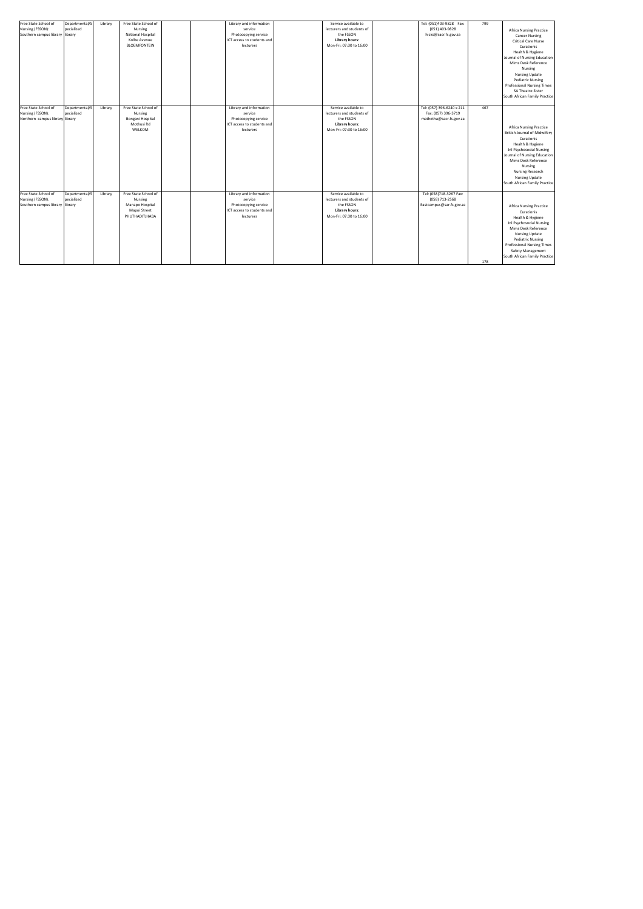| | | | | | | | | | | | | |
|---|---|---|---|---|---|---|---|---|---|---|---|---|
| Free State School of Nursing (FSSON): Southern campus library | Departmental/Specialized library | Library | Free State School of Nursing<br>National Hospital<br>Kolbe Avenue<br>BLOEMFONTEIN | | | Library and information service<br>Photocopying service<br>ICT access to students and lecturers | | Service available to lecturers and students of the FSSON<br>**Library hours:**<br>Mon-Fri: 07:30 to 16:00 | | Tel: (051)403-9828 Fax: (051) 403-9828<br>hicks@sacr.fs.gov.za | 799 | Africa Nursing Practice<br>Cancer Nursing<br>Critical Care Nurse<br>Curationis<br>Health & Hygiene<br>Journal of Nursing Education<br>Mims Desk Reference<br>Nursing<br>Nursing Update<br>Pediatric Nursing<br>Professional Nursing Times<br>SA Theatre Sister<br>South African Family Practice |
| Free State School of Nursing (FSSON): Northern campus library | Departmental/Specialized library | Library | Free State School of Nursing<br>Bongani Hospital<br>Mothusi Rd<br>WELKOM | | | Library and information service<br>Photocopying service<br>ICT access to students and lecturers | | Service available to lecturers and students of the FSSON<br>**Library hours:**<br>Mon-Fri: 07:30 to 16:00 | | Tel: (057) 396-6240 x 211<br>Fax: (057) 396-3719<br>mathetha@sacr.fs.gov.za | 467 | Africa Nursing Practice<br>British Journal of Midwifery<br>Curationis<br>Health & Hygiene<br>Jnl Psychosocial Nursing<br>Journal of Nursing Education<br>Mims Desk Reference<br>Nursing<br>Nursing Research<br>Nursing Update<br>South African Family Practice |
| Free State School of Nursing (FSSON): Southern campus library | Departmental/Specialized library | Library | Free State School of Nursing<br>Manapo Hospital<br>Mapoi Street<br>PHUTHADITJHABA | | | Library and information service<br>Photocopying service<br>ICT access to students and lecturers | | Service available to lecturers and students of the FSSON<br>**Library hours:**<br>Mon-Fri: 07:30 to 16:00 | | Tel: (058)718-3267 Fax: (058) 713-2568<br>Eastcampus@sar.fs.gov.za | 178 | Africa Nursing Practice<br>Curationis<br>Health & Hygiene<br>Jnl Psychosocial Nursing<br>Mims Desk Reference<br>Nursing Update<br>Pediatric Nursing<br>Professional Nursing Times<br>Safety Management<br>South African Family Practice |